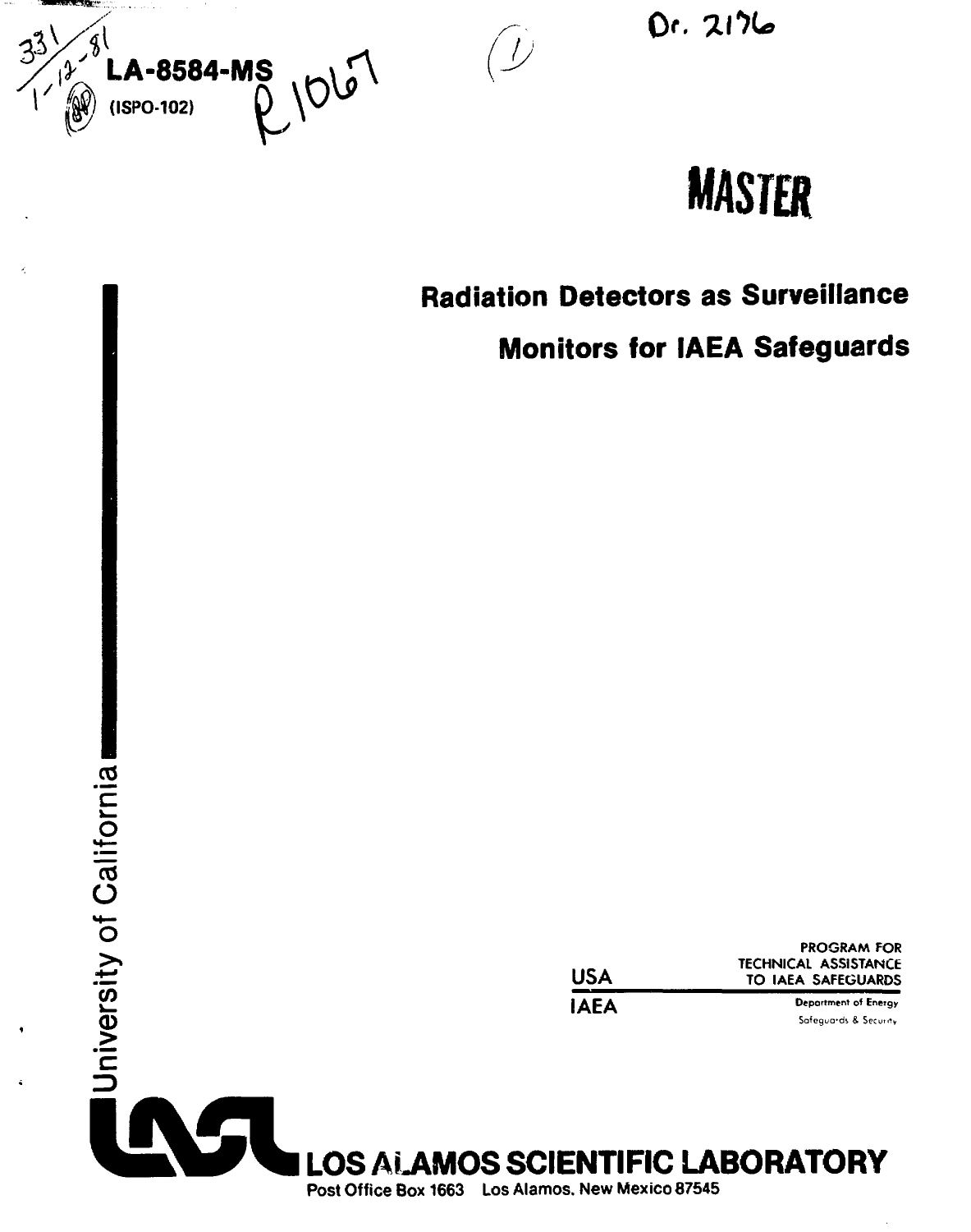LA-8584-MS

(ISPO-102)

MASTER

# Radiation Detectors as Surveillance Monitors for IAEA Safeguards

USA

IAEA

PROGRAM FOR TECHNICAL ASSISTANCE TO IAEA SAFEGUARDS

Department of Energy

Safeguards & Security

University of California

LOS ALAMOS SCIENTIFIC LABORATORY

Post Office Box 1663 Los Alamos, New Mexico 87545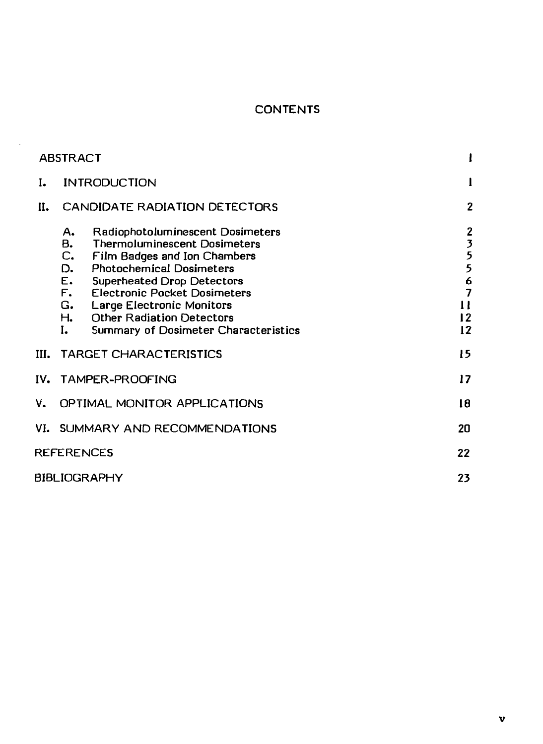# CONTENTS

| | | |
|---|---|---|
| ABSTRACT | | 1 |
| I. | INTRODUCTION | 1 |
| II. | CANDIDATE RADIATION DETECTORS | 2 |
| | A. Radiophotoluminescent Dosimeters | 2 |
| | B. Thermoluminescent Dosimeters | 3 |
| | C. Film Badges and Ion Chambers | 5 |
| | D. Photochemical Dosimeters | 5 |
| | E. Superheated Drop Detectors | 6 |
| | F. Electronic Pocket Dosimeters | 7 |
| | G. Large Electronic Monitors | 11 |
| | H. Other Radiation Detectors | 12 |
| | I. Summary of Dosimeter Characteristics | 12 |
| III. | TARGET CHARACTERISTICS | 15 |
| IV. | TAMPER-PROOFING | 17 |
| V. | OPTIMAL MONITOR APPLICATIONS | 18 |
| VI. | SUMMARY AND RECOMMENDATIONS | 20 |
| REFERENCES | | 22 |
| BIBLIOGRAPHY | | 23 |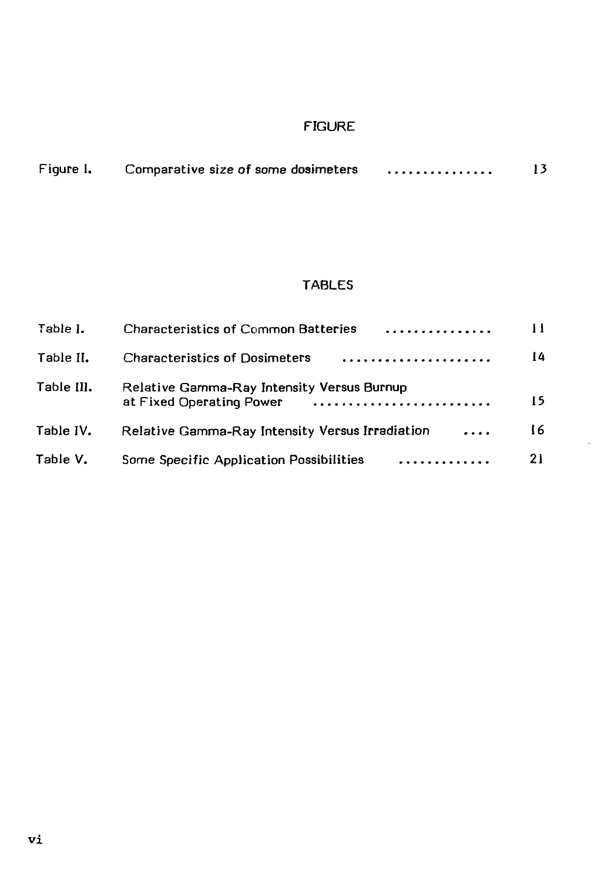## FIGURE

| | | |
|---|---|---|
| Figure I. | Comparative size of some dosimeters | 13 |

## TABLES

| | | |
|---|---|---|
| Table I. | Characteristics of Common Batteries | 11 |
| Table II. | Characteristics of Dosimeters | 14 |
| Table III. | Relative Gamma-Ray Intensity Versus Burnup at Fixed Operating Power | 15 |
| Table IV. | Relative Gamma-Ray Intensity Versus Irradiation | 16 |
| Table V. | Some Specific Application Possibilities | 21 |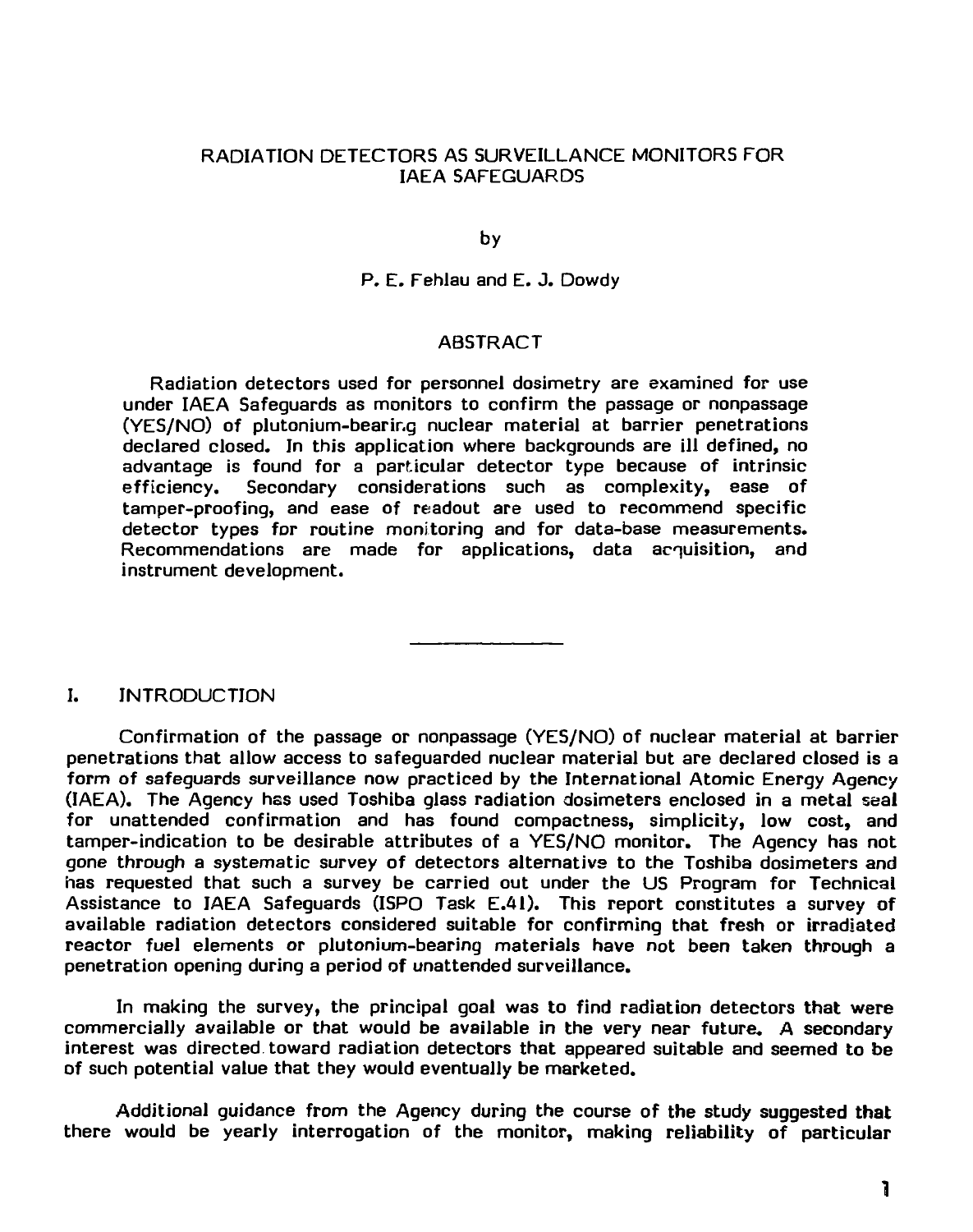# RADIATION DETECTORS AS SURVEILLANCE MONITORS FOR IAEA SAFEGUARDS

by

P. E. Fehlau and E. J. Dowdy

## ABSTRACT

Radiation detectors used for personnel dosimetry are examined for use under IAEA Safeguards as monitors to confirm the passage or nonpassage (YES/NO) of plutonium-bearing nuclear material at barrier penetrations declared closed. In this application where backgrounds are ill defined, no advantage is found for a particular detector type because of intrinsic efficiency. Secondary considerations such as complexity, ease of tamper-proofing, and ease of readout are used to recommend specific detector types for routine monitoring and for data-base measurements. Recommendations are made for applications, data acquisition, and instrument development.

---

## I. INTRODUCTION

Confirmation of the passage or nonpassage (YES/NO) of nuclear material at barrier penetrations that allow access to safeguarded nuclear material but are declared closed is a form of safeguards surveillance now practiced by the International Atomic Energy Agency (IAEA). The Agency has used Toshiba glass radiation dosimeters enclosed in a metal seal for unattended confirmation and has found compactness, simplicity, low cost, and tamper-indication to be desirable attributes of a YES/NO monitor. The Agency has not gone through a systematic survey of detectors alternative to the Toshiba dosimeters and has requested that such a survey be carried out under the US Program for Technical Assistance to IAEA Safeguards (ISPO Task E.41). This report constitutes a survey of available radiation detectors considered suitable for confirming that fresh or irradiated reactor fuel elements or plutonium-bearing materials have not been taken through a penetration opening during a period of unattended surveillance.

In making the survey, the principal goal was to find radiation detectors that were commercially available or that would be available in the very near future. A secondary interest was directed toward radiation detectors that appeared suitable and seemed to be of such potential value that they would eventually be marketed.

Additional guidance from the Agency during the course of the study suggested that there would be yearly interrogation of the monitor, making reliability of particular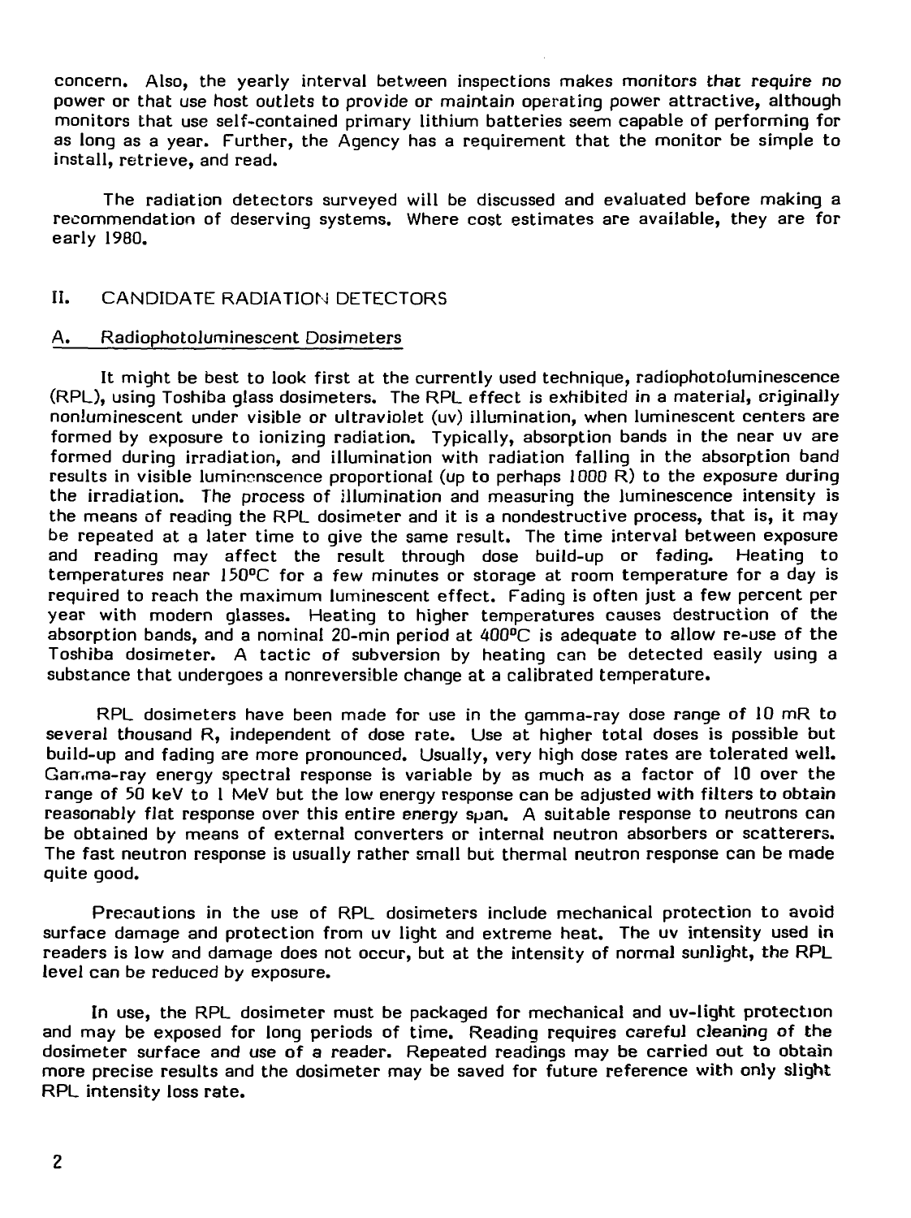concern. Also, the yearly interval between inspections makes monitors that require no power or that use host outlets to provide or maintain operating power attractive, although monitors that use self-contained primary lithium batteries seem capable of performing for as long as a year. Further, the Agency has a requirement that the monitor be simple to install, retrieve, and read.

The radiation detectors surveyed will be discussed and evaluated before making a recommendation of deserving systems. Where cost estimates are available, they are for early 1980.

## II. CANDIDATE RADIATION DETECTORS

### A. Radiophotoluminescent Dosimeters

It might be best to look first at the currently used technique, radiophotoluminescence (RPL), using Toshiba glass dosimeters. The RPL effect is exhibited in a material, originally nonluminescent under visible or ultraviolet (uv) illumination, when luminescent centers are formed by exposure to ionizing radiation. Typically, absorption bands in the near uv are formed during irradiation, and illumination with radiation falling in the absorption band results in visible luminescence proportional (up to perhaps 1000 R) to the exposure during the irradiation. The process of illumination and measuring the luminescence intensity is the means of reading the RPL dosimeter and it is a nondestructive process, that is, it may be repeated at a later time to give the same result. The time interval between exposure and reading may affect the result through dose build-up or fading. Heating to temperatures near 150°C for a few minutes or storage at room temperature for a day is required to reach the maximum luminescent effect. Fading is often just a few percent per year with modern glasses. Heating to higher temperatures causes destruction of the absorption bands, and a nominal 20-min period at 400°C is adequate to allow re-use of the Toshiba dosimeter. A tactic of subversion by heating can be detected easily using a substance that undergoes a nonreversible change at a calibrated temperature.

RPL dosimeters have been made for use in the gamma-ray dose range of 10 mR to several thousand R, independent of dose rate. Use at higher total doses is possible but build-up and fading are more pronounced. Usually, very high dose rates are tolerated well. Gamma-ray energy spectral response is variable by as much as a factor of 10 over the range of 50 keV to 1 MeV but the low energy response can be adjusted with filters to obtain reasonably flat response over this entire energy span. A suitable response to neutrons can be obtained by means of external converters or internal neutron absorbers or scatterers. The fast neutron response is usually rather small but thermal neutron response can be made quite good.

Precautions in the use of RPL dosimeters include mechanical protection to avoid surface damage and protection from uv light and extreme heat. The uv intensity used in readers is low and damage does not occur, but at the intensity of normal sunlight, the RPL level can be reduced by exposure.

In use, the RPL dosimeter must be packaged for mechanical and uv-light protection and may be exposed for long periods of time. Reading requires careful cleaning of the dosimeter surface and use of a reader. Repeated readings may be carried out to obtain more precise results and the dosimeter may be saved for future reference with only slight RPL intensity loss rate.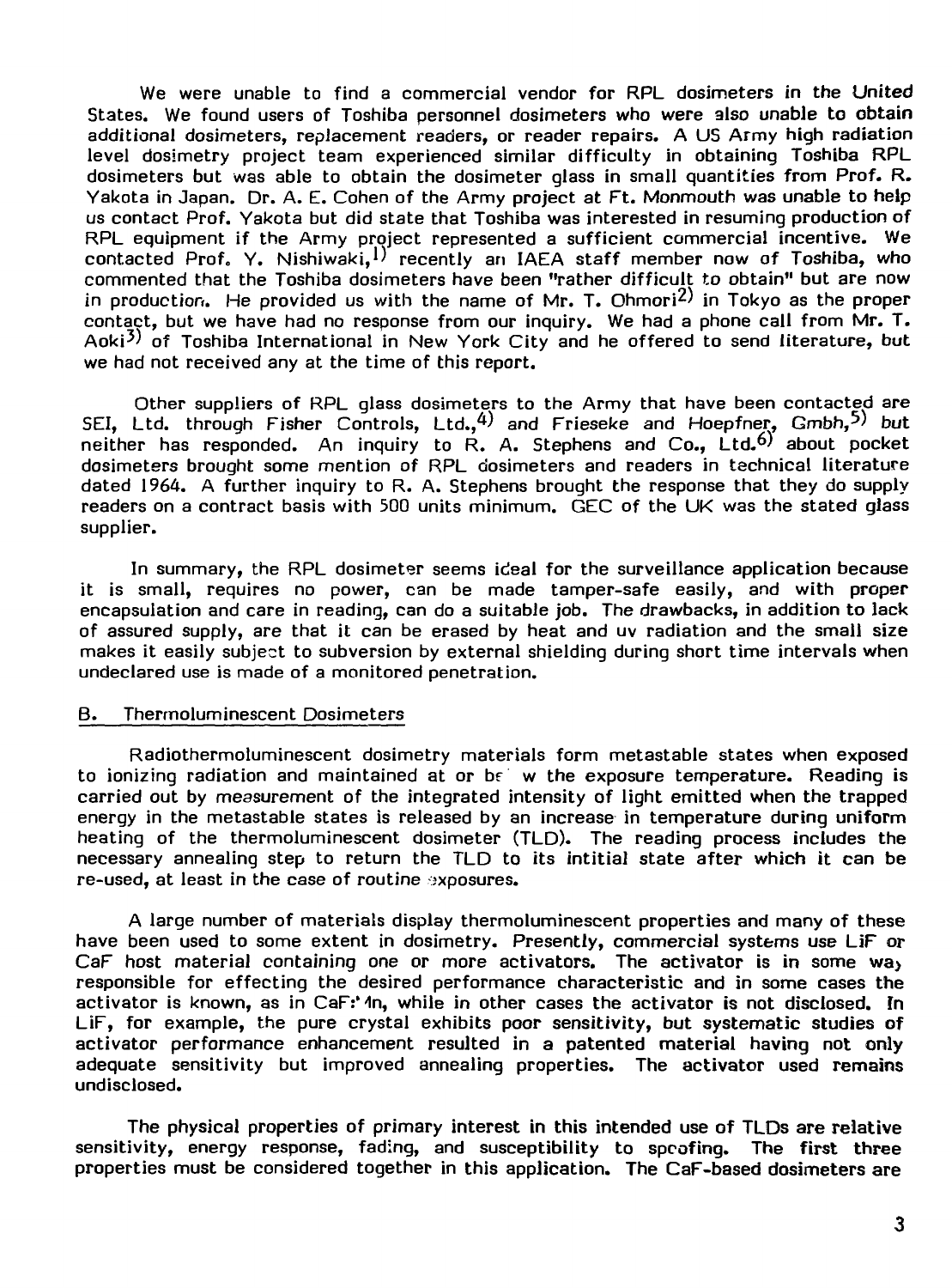We were unable to find a commercial vendor for RPL dosimeters in the United States. We found users of Toshiba personnel dosimeters who were also unable to obtain additional dosimeters, replacement readers, or reader repairs. A US Army high radiation level dosimetry project team experienced similar difficulty in obtaining Toshiba RPL dosimeters but was able to obtain the dosimeter glass in small quantities from Prof. R. Yakota in Japan. Dr. A. E. Cohen of the Army project at Ft. Monmouth was unable to help us contact Prof. Yakota but did state that Toshiba was interested in resuming production of RPL equipment if the Army project represented a sufficient commercial incentive. We contacted Prof. Y. Nishiwaki,[1] recently an IAEA staff member now of Toshiba, who commented that the Toshiba dosimeters have been "rather difficult to obtain" but are now in production. He provided us with the name of Mr. T. Ohmori[2] in Tokyo as the proper contact, but we have had no response from our inquiry. We had a phone call from Mr. T. Aoki[3] of Toshiba International in New York City and he offered to send literature, but we had not received any at the time of this report.

Other suppliers of RPL glass dosimeters to the Army that have been contacted are SEI, Ltd. through Fisher Controls, Ltd.,[4] and Frieseke and Hoepfner, Gmbh,[5] but neither has responded. An inquiry to R. A. Stephens and Co., Ltd.[6] about pocket dosimeters brought some mention of RPL dosimeters and readers in technical literature dated 1964. A further inquiry to R. A. Stephens brought the response that they do supply readers on a contract basis with 500 units minimum. GEC of the UK was the stated glass supplier.

In summary, the RPL dosimeter seems ideal for the surveillance application because it is small, requires no power, can be made tamper-safe easily, and with proper encapsulation and care in reading, can do a suitable job. The drawbacks, in addition to lack of assured supply, are that it can be erased by heat and uv radiation and the small size makes it easily subject to subversion by external shielding during short time intervals when undeclared use is made of a monitored penetration.

## B. Thermoluminescent Dosimeters

Radiothermoluminescent dosimetry materials form metastable states when exposed to ionizing radiation and maintained at or below the exposure temperature. Reading is carried out by measurement of the integrated intensity of light emitted when the trapped energy in the metastable states is released by an increase in temperature during uniform heating of the thermoluminescent dosimeter (TLD). The reading process includes the necessary annealing step to return the TLD to its intitial state after which it can be re-used, at least in the case of routine exposures.

A large number of materials display thermoluminescent properties and many of these have been used to some extent in dosimetry. Presently, commercial systems use LiF or CaF host material containing one or more activators. The activator is in some way responsible for effecting the desired performance characteristic and in some cases the activator is known, as in CaF:Mn, while in other cases the activator is not disclosed. In LiF, for example, the pure crystal exhibits poor sensitivity, but systematic studies of activator performance enhancement resulted in a patented material having not only adequate sensitivity but improved annealing properties. The activator used remains undisclosed.

The physical properties of primary interest in this intended use of TLDs are relative sensitivity, energy response, fading, and susceptibility to spoofing. The first three properties must be considered together in this application. The CaF-based dosimeters are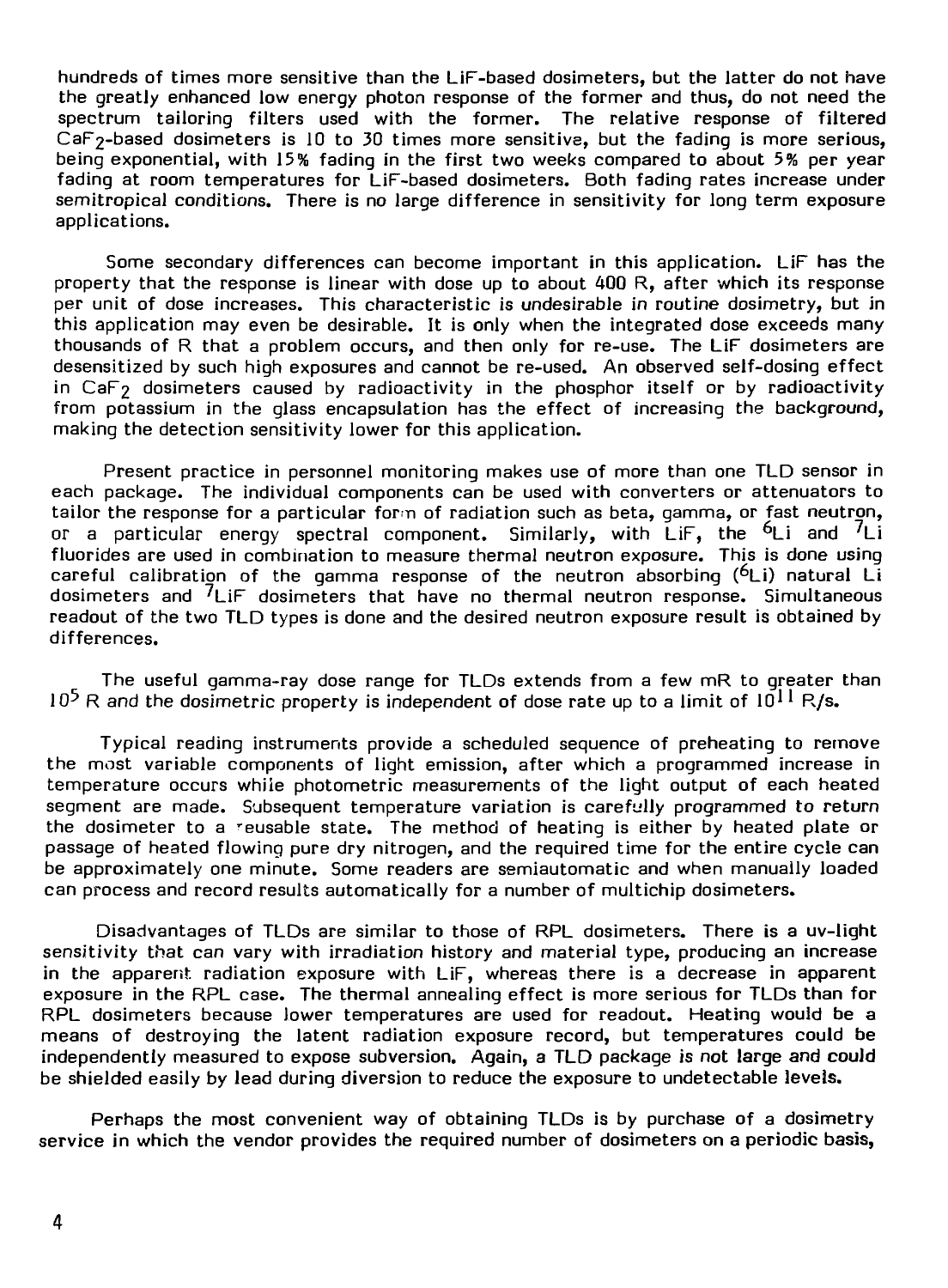hundreds of times more sensitive than the LiF-based dosimeters, but the latter do not have the greatly enhanced low energy photon response of the former and thus, do not need the spectrum tailoring filters used with the former. The relative response of filtered $CaF_2$-based dosimeters is 10 to 30 times more sensitive, but the fading is more serious, being exponential, with 15% fading in the first two weeks compared to about 5% per year fading at room temperatures for LiF-based dosimeters. Both fading rates increase under semitropical conditions. There is no large difference in sensitivity for long term exposure applications.

Some secondary differences can become important in this application. LiF has the property that the response is linear with dose up to about 400 R, after which its response per unit of dose increases. This characteristic is undesirable in routine dosimetry, but in this application may even be desirable. It is only when the integrated dose exceeds many thousands of R that a problem occurs, and then only for re-use. The LiF dosimeters are desensitized by such high exposures and cannot be re-used. An observed self-dosing effect in $CaF_2$ dosimeters caused by radioactivity in the phosphor itself or by radioactivity from potassium in the glass encapsulation has the effect of increasing the background, making the detection sensitivity lower for this application.

Present practice in personnel monitoring makes use of more than one TLD sensor in each package. The individual components can be used with converters or attenuators to tailor the response for a particular form of radiation such as beta, gamma, or fast neutron, or a particular energy spectral component. Similarly, with LiF, the $^6$Li and $^7$Li fluorides are used in combination to measure thermal neutron exposure. This is done using careful calibration of the gamma response of the neutron absorbing ($^6$Li) natural Li dosimeters and $^7$LiF dosimeters that have no thermal neutron response. Simultaneous readout of the two TLD types is done and the desired neutron exposure result is obtained by differences.

The useful gamma-ray dose range for TLDs extends from a few mR to greater than $10^5$ R and the dosimetric property is independent of dose rate up to a limit of $10^{11}$ R/s.

Typical reading instruments provide a scheduled sequence of preheating to remove the most variable components of light emission, after which a programmed increase in temperature occurs while photometric measurements of the light output of each heated segment are made. Subsequent temperature variation is carefully programmed to return the dosimeter to a reusable state. The method of heating is either by heated plate or passage of heated flowing pure dry nitrogen, and the required time for the entire cycle can be approximately one minute. Some readers are semiautomatic and when manually loaded can process and record results automatically for a number of multichip dosimeters.

Disadvantages of TLDs are similar to those of RPL dosimeters. There is a uv-light sensitivity that can vary with irradiation history and material type, producing an increase in the apparent radiation exposure with LiF, whereas there is a decrease in apparent exposure in the RPL case. The thermal annealing effect is more serious for TLDs than for RPL dosimeters because lower temperatures are used for readout. Heating would be a means of destroying the latent radiation exposure record, but temperatures could be independently measured to expose subversion. Again, a TLD package is not large and could be shielded easily by lead during diversion to reduce the exposure to undetectable levels.

Perhaps the most convenient way of obtaining TLDs is by purchase of a dosimetry service in which the vendor provides the required number of dosimeters on a periodic basis,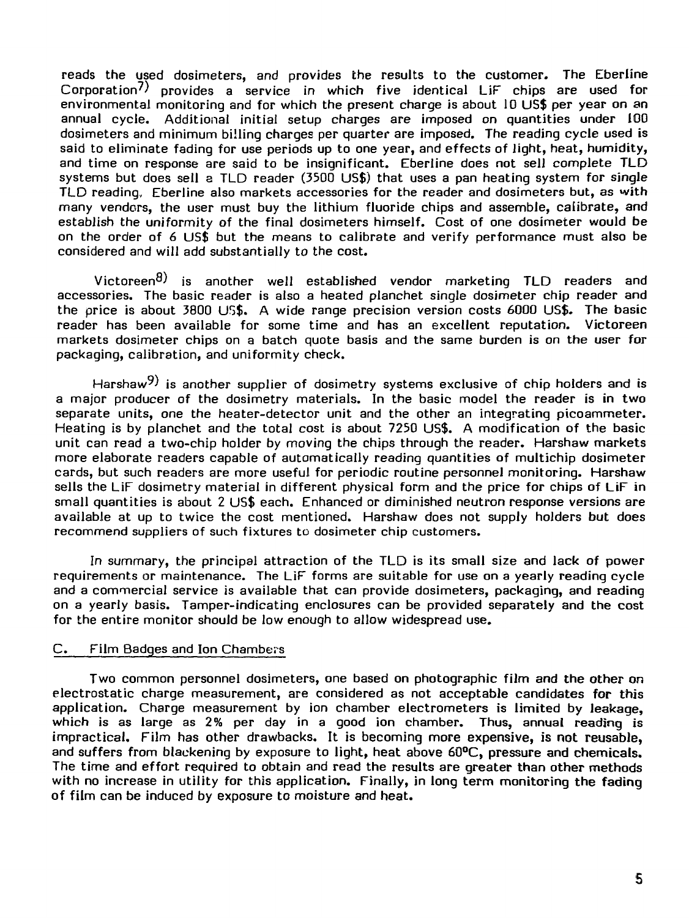reads the used dosimeters, and provides the results to the customer. The Eberline Corporation[7)] provides a service in which five identical LiF chips are used for environmental monitoring and for which the present charge is about 10 US$ per year on an annual cycle. Additional initial setup charges are imposed on quantities under 100 dosimeters and minimum billing charges per quarter are imposed. The reading cycle used is said to eliminate fading for use periods up to one year, and effects of light, heat, humidity, and time on response are said to be insignificant. Eberline does not sell complete TLD systems but does sell a TLD reader (3500 US$) that uses a pan heating system for single TLD reading. Eberline also markets accessories for the reader and dosimeters but, as with many vendors, the user must buy the lithium fluoride chips and assemble, calibrate, and establish the uniformity of the final dosimeters himself. Cost of one dosimeter would be on the order of 6 US$ but the means to calibrate and verify performance must also be considered and will add substantially to the cost.

Victoreen[8)] is another well established vendor marketing TLD readers and accessories. The basic reader is also a heated planchet single dosimeter chip reader and the price is about 3800 US$. A wide range precision version costs 6000 US$. The basic reader has been available for some time and has an excellent reputation. Victoreen markets dosimeter chips on a batch quote basis and the same burden is on the user for packaging, calibration, and uniformity check.

Harshaw[9)] is another supplier of dosimetry systems exclusive of chip holders and is a major producer of the dosimetry materials. In the basic model the reader is in two separate units, one the heater-detector unit and the other an integrating picoammeter. Heating is by planchet and the total cost is about 7250 US$. A modification of the basic unit can read a two-chip holder by moving the chips through the reader. Harshaw markets more elaborate readers capable of automatically reading quantities of multichip dosimeter cards, but such readers are more useful for periodic routine personnel monitoring. Harshaw sells the LiF dosimetry material in different physical form and the price for chips of LiF in small quantities is about 2 US$ each. Enhanced or diminished neutron response versions are available at up to twice the cost mentioned. Harshaw does not supply holders but does recommend suppliers of such fixtures to dosimeter chip customers.

In summary, the principal attraction of the TLD is its small size and lack of power requirements or maintenance. The LiF forms are suitable for use on a yearly reading cycle and a commercial service is available that can provide dosimeters, packaging, and reading on a yearly basis. Tamper-indicating enclosures can be provided separately and the cost for the entire monitor should be low enough to allow widespread use.

## C. Film Badges and Ion Chambers

Two common personnel dosimeters, one based on photographic film and the other on electrostatic charge measurement, are considered as not acceptable candidates for this application. Charge measurement by ion chamber electrometers is limited by leakage, which is as large as 2% per day in a good ion chamber. Thus, annual reading is impractical. Film has other drawbacks. It is becoming more expensive, is not reusable, and suffers from blackening by exposure to light, heat above 60°C, pressure and chemicals. The time and effort required to obtain and read the results are greater than other methods with no increase in utility for this application. Finally, in long term monitoring the fading of film can be induced by exposure to moisture and heat.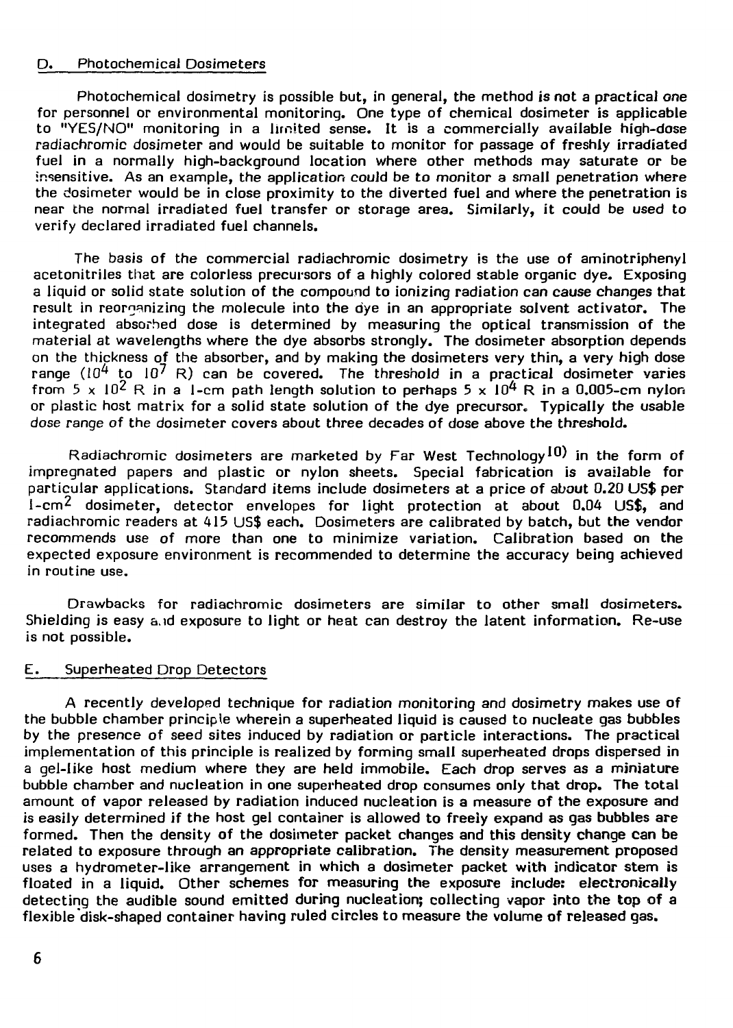## D. Photochemical Dosimeters

Photochemical dosimetry is possible but, in general, the method is not a practical one for personnel or environmental monitoring. One type of chemical dosimeter is applicable to "YES/NO" monitoring in a limited sense. It is a commercially available high-dose radiachromic dosimeter and would be suitable to monitor for passage of freshly irradiated fuel in a normally high-background location where other methods may saturate or be insensitive. As an example, the application could be to monitor a small penetration where the dosimeter would be in close proximity to the diverted fuel and where the penetration is near the normal irradiated fuel transfer or storage area. Similarly, it could be used to verify declared irradiated fuel channels.

The basis of the commercial radiachromic dosimetry is the use of aminotriphenyl acetonitriles that are colorless precursors of a highly colored stable organic dye. Exposing a liquid or solid state solution of the compound to ionizing radiation can cause changes that result in reorganizing the molecule into the dye in an appropriate solvent activator. The integrated absorbed dose is determined by measuring the optical transmission of the material at wavelengths where the dye absorbs strongly. The dosimeter absorption depends on the thickness of the absorber, and by making the dosimeters very thin, a very high dose range ($10^4$ to $10^7$ R) can be covered. The threshold in a practical dosimeter varies from $5 \times 10^2$ R in a 1-cm path length solution to perhaps $5 \times 10^4$ R in a 0.005-cm nylon or plastic host matrix for a solid state solution of the dye precursor. Typically the usable dose range of the dosimeter covers about three decades of dose above the threshold.

Radiachromic dosimeters are marketed by Far West Technology[10] in the form of impregnated papers and plastic or nylon sheets. Special fabrication is available for particular applications. Standard items include dosimeters at a price of about 0.20 US$ per 1-cm$^2$ dosimeter, detector envelopes for light protection at about 0.04 US$, and radiachromic readers at 415 US$ each. Dosimeters are calibrated by batch, but the vendor recommends use of more than one to minimize variation. Calibration based on the expected exposure environment is recommended to determine the accuracy being achieved in routine use.

Drawbacks for radiachromic dosimeters are similar to other small dosimeters. Shielding is easy and exposure to light or heat can destroy the latent information. Re-use is not possible.

## E. Superheated Drop Detectors

A recently developed technique for radiation monitoring and dosimetry makes use of the bubble chamber principle wherein a superheated liquid is caused to nucleate gas bubbles by the presence of seed sites induced by radiation or particle interactions. The practical implementation of this principle is realized by forming small superheated drops dispersed in a gel-like host medium where they are held immobile. Each drop serves as a miniature bubble chamber and nucleation in one superheated drop consumes only that drop. The total amount of vapor released by radiation induced nucleation is a measure of the exposure and is easily determined if the host gel container is allowed to freely expand as gas bubbles are formed. Then the density of the dosimeter packet changes and this density change can be related to exposure through an appropriate calibration. The density measurement proposed uses a hydrometer-like arrangement in which a dosimeter packet with indicator stem is floated in a liquid. Other schemes for measuring the exposure include: electronically detecting the audible sound emitted during nucleation; collecting vapor into the top of a flexible disk-shaped container having ruled circles to measure the volume of released gas.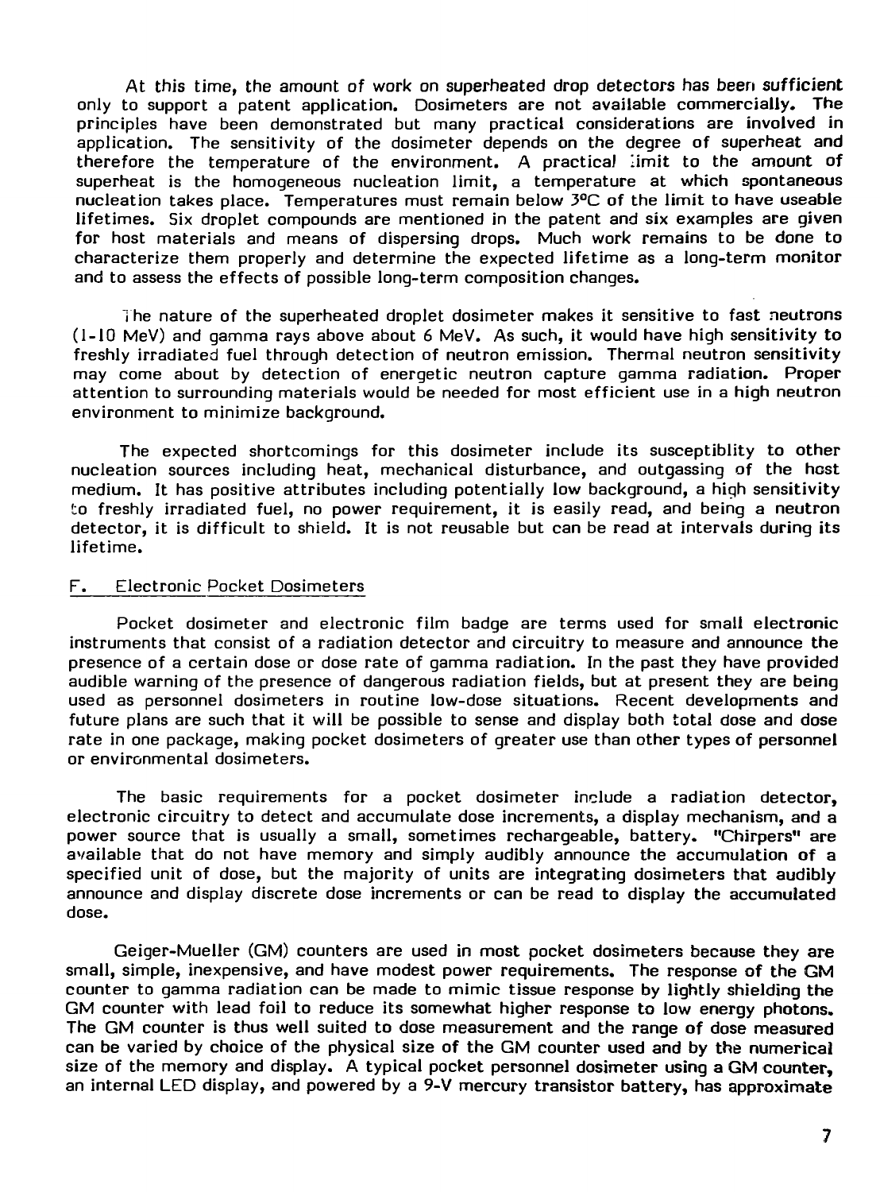At this time, the amount of work on superheated drop detectors has been sufficient only to support a patent application. Dosimeters are not available commercially. The principles have been demonstrated but many practical considerations are involved in application. The sensitivity of the dosimeter depends on the degree of superheat and therefore the temperature of the environment. A practical limit to the amount of superheat is the homogeneous nucleation limit, a temperature at which spontaneous nucleation takes place. Temperatures must remain below 3°C of the limit to have useable lifetimes. Six droplet compounds are mentioned in the patent and six examples are given for host materials and means of dispersing drops. Much work remains to be done to characterize them properly and determine the expected lifetime as a long-term monitor and to assess the effects of possible long-term composition changes.

The nature of the superheated droplet dosimeter makes it sensitive to fast neutrons (1-10 MeV) and gamma rays above about 6 MeV. As such, it would have high sensitivity to freshly irradiated fuel through detection of neutron emission. Thermal neutron sensitivity may come about by detection of energetic neutron capture gamma radiation. Proper attention to surrounding materials would be needed for most efficient use in a high neutron environment to minimize background.

The expected shortcomings for this dosimeter include its susceptiblity to other nucleation sources including heat, mechanical disturbance, and outgassing of the host medium. It has positive attributes including potentially low background, a high sensitivity to freshly irradiated fuel, no power requirement, it is easily read, and being a neutron detector, it is difficult to shield. It is not reusable but can be read at intervals during its lifetime.

## F. Electronic Pocket Dosimeters

Pocket dosimeter and electronic film badge are terms used for small electronic instruments that consist of a radiation detector and circuitry to measure and announce the presence of a certain dose or dose rate of gamma radiation. In the past they have provided audible warning of the presence of dangerous radiation fields, but at present they are being used as personnel dosimeters in routine low-dose situations. Recent developments and future plans are such that it will be possible to sense and display both total dose and dose rate in one package, making pocket dosimeters of greater use than other types of personnel or environmental dosimeters.

The basic requirements for a pocket dosimeter include a radiation detector, electronic circuitry to detect and accumulate dose increments, a display mechanism, and a power source that is usually a small, sometimes rechargeable, battery. "Chirpers" are available that do not have memory and simply audibly announce the accumulation of a specified unit of dose, but the majority of units are integrating dosimeters that audibly announce and display discrete dose increments or can be read to display the accumulated dose.

Geiger-Mueller (GM) counters are used in most pocket dosimeters because they are small, simple, inexpensive, and have modest power requirements. The response of the GM counter to gamma radiation can be made to mimic tissue response by lightly shielding the GM counter with lead foil to reduce its somewhat higher response to low energy photons. The GM counter is thus well suited to dose measurement and the range of dose measured can be varied by choice of the physical size of the GM counter used and by the numerical size of the memory and display. A typical pocket personnel dosimeter using a GM counter, an internal LED display, and powered by a 9-V mercury transistor battery, has approximate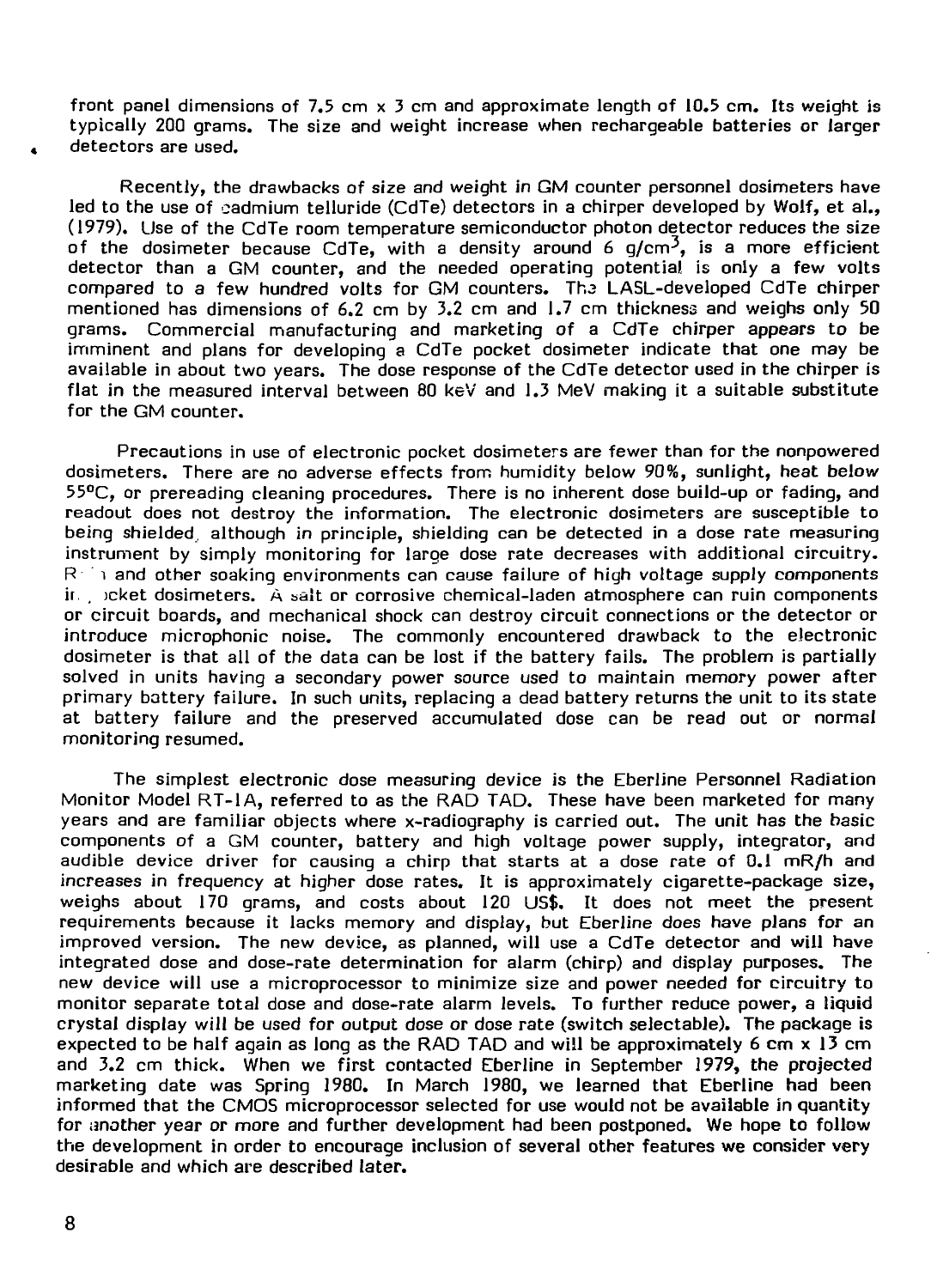front panel dimensions of 7.5 cm x 3 cm and approximate length of 10.5 cm. Its weight is typically 200 grams. The size and weight increase when rechargeable batteries or larger detectors are used.

Recently, the drawbacks of size and weight in GM counter personnel dosimeters have led to the use of cadmium telluride (CdTe) detectors in a chirper developed by Wolf, et al., (1979). Use of the CdTe room temperature semiconductor photon detector reduces the size of the dosimeter because CdTe, with a density around 6 $g/cm^3$, is a more efficient detector than a GM counter, and the needed operating potential is only a few volts compared to a few hundred volts for GM counters. The LASL-developed CdTe chirper mentioned has dimensions of 6.2 cm by 3.2 cm and 1.7 cm thickness and weighs only 50 grams. Commercial manufacturing and marketing of a CdTe chirper appears to be imminent and plans for developing a CdTe pocket dosimeter indicate that one may be available in about two years. The dose response of the CdTe detector used in the chirper is flat in the measured interval between 80 keV and 1.3 MeV making it a suitable substitute for the GM counter.

Precautions in use of electronic pocket dosimeters are fewer than for the nonpowered dosimeters. There are no adverse effects from humidity below 90%, sunlight, heat below 55°C, or prereading cleaning procedures. There is no inherent dose build-up or fading, and readout does not destroy the information. The electronic dosimeters are susceptible to being shielded, although in principle, shielding can be detected in a dose rate measuring instrument by simply monitoring for large dose rate decreases with additional circuitry. Rain and other soaking environments can cause failure of high voltage supply components in pocket dosimeters. A salt or corrosive chemical-laden atmosphere can ruin components or circuit boards, and mechanical shock can destroy circuit connections or the detector or introduce microphonic noise. The commonly encountered drawback to the electronic dosimeter is that all of the data can be lost if the battery fails. The problem is partially solved in units having a secondary power source used to maintain memory power after primary battery failure. In such units, replacing a dead battery returns the unit to its state at battery failure and the preserved accumulated dose can be read out or normal monitoring resumed.

The simplest electronic dose measuring device is the Eberline Personnel Radiation Monitor Model RT-1A, referred to as the RAD TAD. These have been marketed for many years and are familiar objects where x-radiography is carried out. The unit has the basic components of a GM counter, battery and high voltage power supply, integrator, and audible device driver for causing a chirp that starts at a dose rate of 0.1 mR/h and increases in frequency at higher dose rates. It is approximately cigarette-package size, weighs about 170 grams, and costs about 120 US$. It does not meet the present requirements because it lacks memory and display, but Eberline does have plans for an improved version. The new device, as planned, will use a CdTe detector and will have integrated dose and dose-rate determination for alarm (chirp) and display purposes. The new device will use a microprocessor to minimize size and power needed for circuitry to monitor separate total dose and dose-rate alarm levels. To further reduce power, a liquid crystal display will be used for output dose or dose rate (switch selectable). The package is expected to be half again as long as the RAD TAD and will be approximately 6 cm x 13 cm and 3.2 cm thick. When we first contacted Eberline in September 1979, the projected marketing date was Spring 1980. In March 1980, we learned that Eberline had been informed that the CMOS microprocessor selected for use would not be available in quantity for another year or more and further development had been postponed. We hope to follow the development in order to encourage inclusion of several other features we consider very desirable and which are described later.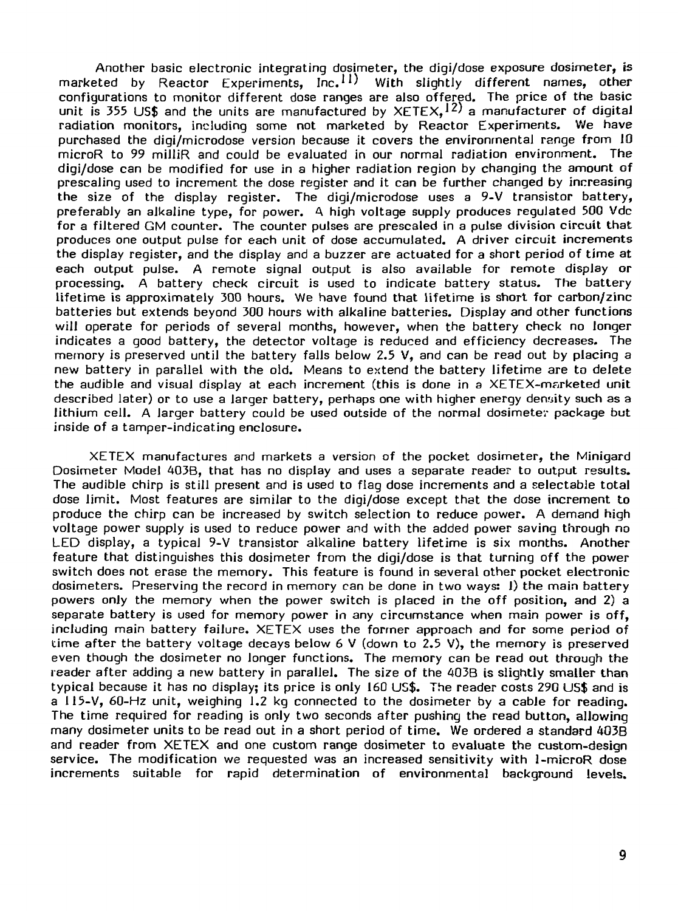Another basic electronic integrating dosimeter, the digi/dose exposure dosimeter, is marketed by Reactor Experiments, Inc.[11] With slightly different names, other configurations to monitor different dose ranges are also offered. The price of the basic unit is 355 US$ and the units are manufactured by XETEX,[12] a manufacturer of digital radiation monitors, including some not marketed by Reactor Experiments. We have purchased the digi/microdose version because it covers the environmental range from 10 microR to 99 milliR and could be evaluated in our normal radiation environment. The digi/dose can be modified for use in a higher radiation region by changing the amount of prescaling used to increment the dose register and it can be further changed by increasing the size of the display register. The digi/microdose uses a 9-V transistor battery, preferably an alkaline type, for power. A high voltage supply produces regulated 500 Vdc for a filtered GM counter. The counter pulses are prescaled in a pulse division circuit that produces one output pulse for each unit of dose accumulated. A driver circuit increments the display register, and the display and a buzzer are actuated for a short period of time at each output pulse. A remote signal output is also available for remote display or processing. A battery check circuit is used to indicate battery status. The battery lifetime is approximately 300 hours. We have found that lifetime is short for carbon/zinc batteries but extends beyond 300 hours with alkaline batteries. Display and other functions will operate for periods of several months, however, when the battery check no longer indicates a good battery, the detector voltage is reduced and efficiency decreases. The memory is preserved until the battery falls below 2.5 V, and can be read out by placing a new battery in parallel with the old. Means to extend the battery lifetime are to delete the audible and visual display at each increment (this is done in a XETEX-marketed unit described later) or to use a larger battery, perhaps one with higher energy density such as a lithium cell. A larger battery could be used outside of the normal dosimeter package but inside of a tamper-indicating enclosure.

XETEX manufactures and markets a version of the pocket dosimeter, the Minigard Dosimeter Model 403B, that has no display and uses a separate reader to output results. The audible chirp is still present and is used to flag dose increments and a selectable total dose limit. Most features are similar to the digi/dose except that the dose increment to produce the chirp can be increased by switch selection to reduce power. A demand high voltage power supply is used to reduce power and with the added power saving through no LED display, a typical 9-V transistor alkaline battery lifetime is six months. Another feature that distinguishes this dosimeter from the digi/dose is that turning off the power switch does not erase the memory. This feature is found in several other pocket electronic dosimeters. Preserving the record in memory can be done in two ways: 1) the main battery powers only the memory when the power switch is placed in the off position, and 2) a separate battery is used for memory power in any circumstance when main power is off, including main battery failure. XETEX uses the former approach and for some period of time after the battery voltage decays below 6 V (down to 2.5 V), the memory is preserved even though the dosimeter no longer functions. The memory can be read out through the reader after adding a new battery in parallel. The size of the 403B is slightly smaller than typical because it has no display; its price is only 160 US$. The reader costs 290 US$ and is a 115-V, 60-Hz unit, weighing 1.2 kg connected to the dosimeter by a cable for reading. The time required for reading is only two seconds after pushing the read button, allowing many dosimeter units to be read out in a short period of time. We ordered a standard 403B and reader from XETEX and one custom range dosimeter to evaluate the custom-design service. The modification we requested was an increased sensitivity with 1-microR dose increments suitable for rapid determination of environmental background levels.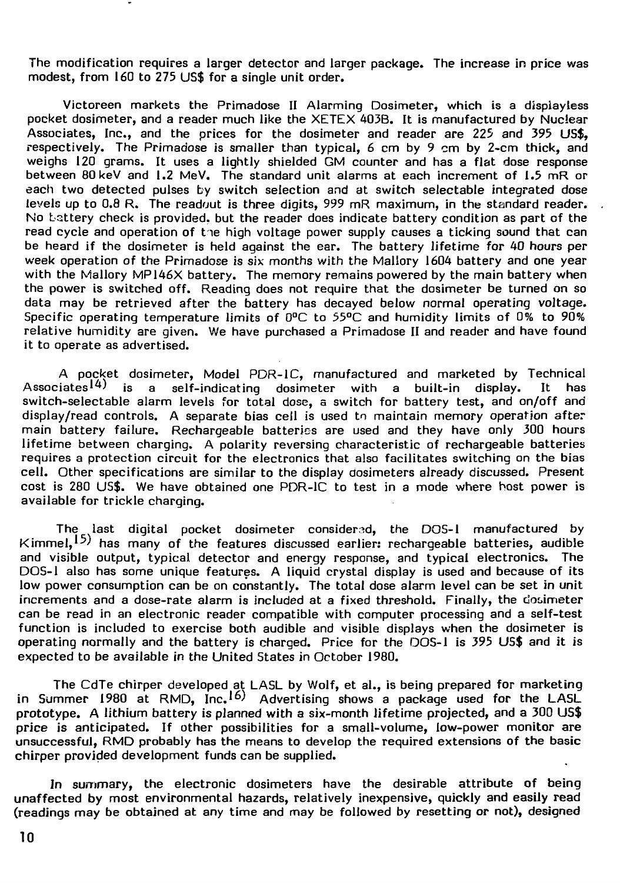The modification requires a larger detector and larger package. The increase in price was modest, from 160 to 275 US$ for a single unit order.

Victoreen markets the Primadose II Alarming Dosimeter, which is a displayless pocket dosimeter, and a reader much like the XETEX 403B. It is manufactured by Nuclear Associates, Inc., and the prices for the dosimeter and reader are 225 and 395 US$, respectively. The Primadose is smaller than typical, 6 cm by 9 cm by 2-cm thick, and weighs 120 grams. It uses a lightly shielded GM counter and has a flat dose response between 80 keV and 1.2 MeV. The standard unit alarms at each increment of 1.5 mR or each two detected pulses by switch selection and at switch selectable integrated dose levels up to 0.8 R. The readout is three digits, 999 mR maximum, in the standard reader. No battery check is provided, but the reader does indicate battery condition as part of the read cycle and operation of the high voltage power supply causes a ticking sound that can be heard if the dosimeter is held against the ear. The battery lifetime for 40 hours per week operation of the Primadose is six months with the Mallory 1604 battery and one year with the Mallory MP146X battery. The memory remains powered by the main battery when the power is switched off. Reading does not require that the dosimeter be turned on so data may be retrieved after the battery has decayed below normal operating voltage. Specific operating temperature limits of 0°C to 55°C and humidity limits of 0% to 90% relative humidity are given. We have purchased a Primadose II and reader and have found it to operate as advertised.

A pocket dosimeter, Model PDR-1C, manufactured and marketed by Technical Associates[14] is a self-indicating dosimeter with a built-in display. It has switch-selectable alarm levels for total dose, a switch for battery test, and on/off and display/read controls. A separate bias cell is used to maintain memory operation after main battery failure. Rechargeable batteries are used and they have only 300 hours lifetime between charging. A polarity reversing characteristic of rechargeable batteries requires a protection circuit for the electronics that also facilitates switching on the bias cell. Other specifications are similar to the display dosimeters already discussed. Present cost is 280 US$. We have obtained one PDR-1C to test in a mode where host power is available for trickle charging.

The last digital pocket dosimeter considered, the DOS-1 manufactured by Kimmel,[15] has many of the features discussed earlier: rechargeable batteries, audible and visible output, typical detector and energy response, and typical electronics. The DOS-1 also has some unique features. A liquid crystal display is used and because of its low power consumption can be on constantly. The total dose alarm level can be set in unit increments and a dose-rate alarm is included at a fixed threshold. Finally, the dosimeter can be read in an electronic reader compatible with computer processing and a self-test function is included to exercise both audible and visible displays when the dosimeter is operating normally and the battery is charged. Price for the DOS-1 is 395 US$ and it is expected to be available in the United States in October 1980.

The CdTe chirper developed at LASL by Wolf, et al., is being prepared for marketing in Summer 1980 at RMD, Inc.[16] Advertising shows a package used for the LASL prototype. A lithium battery is planned with a six-month lifetime projected, and a 300 US$ price is anticipated. If other possibilities for a small-volume, low-power monitor are unsuccessful, RMD probably has the means to develop the required extensions of the basic chirper provided development funds can be supplied.

In summary, the electronic dosimeters have the desirable attribute of being unaffected by most environmental hazards, relatively inexpensive, quickly and easily read (readings may be obtained at any time and may be followed by resetting or not), designed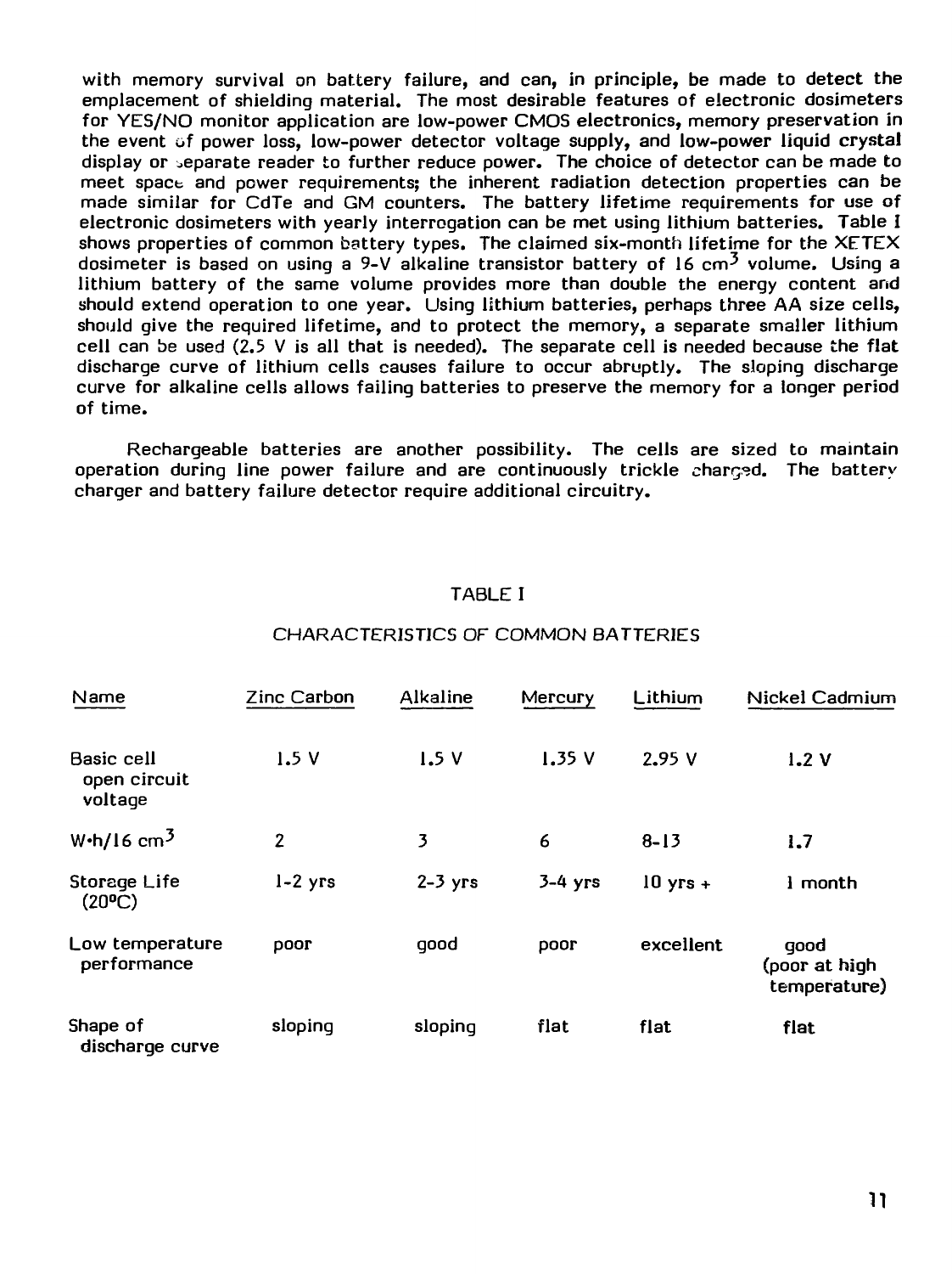with memory survival on battery failure, and can, in principle, be made to detect the emplacement of shielding material. The most desirable features of electronic dosimeters for YES/NO monitor application are low-power CMOS electronics, memory preservation in the event of power loss, low-power detector voltage supply, and low-power liquid crystal display or separate reader to further reduce power. The choice of detector can be made to meet space and power requirements; the inherent radiation detection properties can be made similar for CdTe and GM counters. The battery lifetime requirements for use of electronic dosimeters with yearly interrogation can be met using lithium batteries. Table I shows properties of common battery types. The claimed six-month lifetime for the XETEX dosimeter is based on using a 9-V alkaline transistor battery of 16 $cm^3$ volume. Using a lithium battery of the same volume provides more than double the energy content and should extend operation to one year. Using lithium batteries, perhaps three AA size cells, should give the required lifetime, and to protect the memory, a separate smaller lithium cell can be used (2.5 V is all that is needed). The separate cell is needed because the flat discharge curve of lithium cells causes failure to occur abruptly. The sloping discharge curve for alkaline cells allows failing batteries to preserve the memory for a longer period of time.

Rechargeable batteries are another possibility. The cells are sized to maintain operation during line power failure and are continuously trickle charged. The battery charger and battery failure detector require additional circuitry.

TABLE I

CHARACTERISTICS OF COMMON BATTERIES

| Name | Zinc Carbon | Alkaline | Mercury | Lithium | Nickel Cadmium |
|---|---|---|---|---|---|
| Basic cell open circuit voltage | 1.5 V | 1.5 V | 1.35 V | 2.95 V | 1.2 V |
| W·h/16 $cm^3$ | 2 | 3 | 6 | 8-13 | 1.7 |
| Storage Life (20°C) | 1-2 yrs | 2-3 yrs | 3-4 yrs | 10 yrs + | 1 month |
| Low temperature performance | poor | good | poor | excellent | good (poor at high temperature) |
| Shape of discharge curve | sloping | sloping | flat | flat | flat |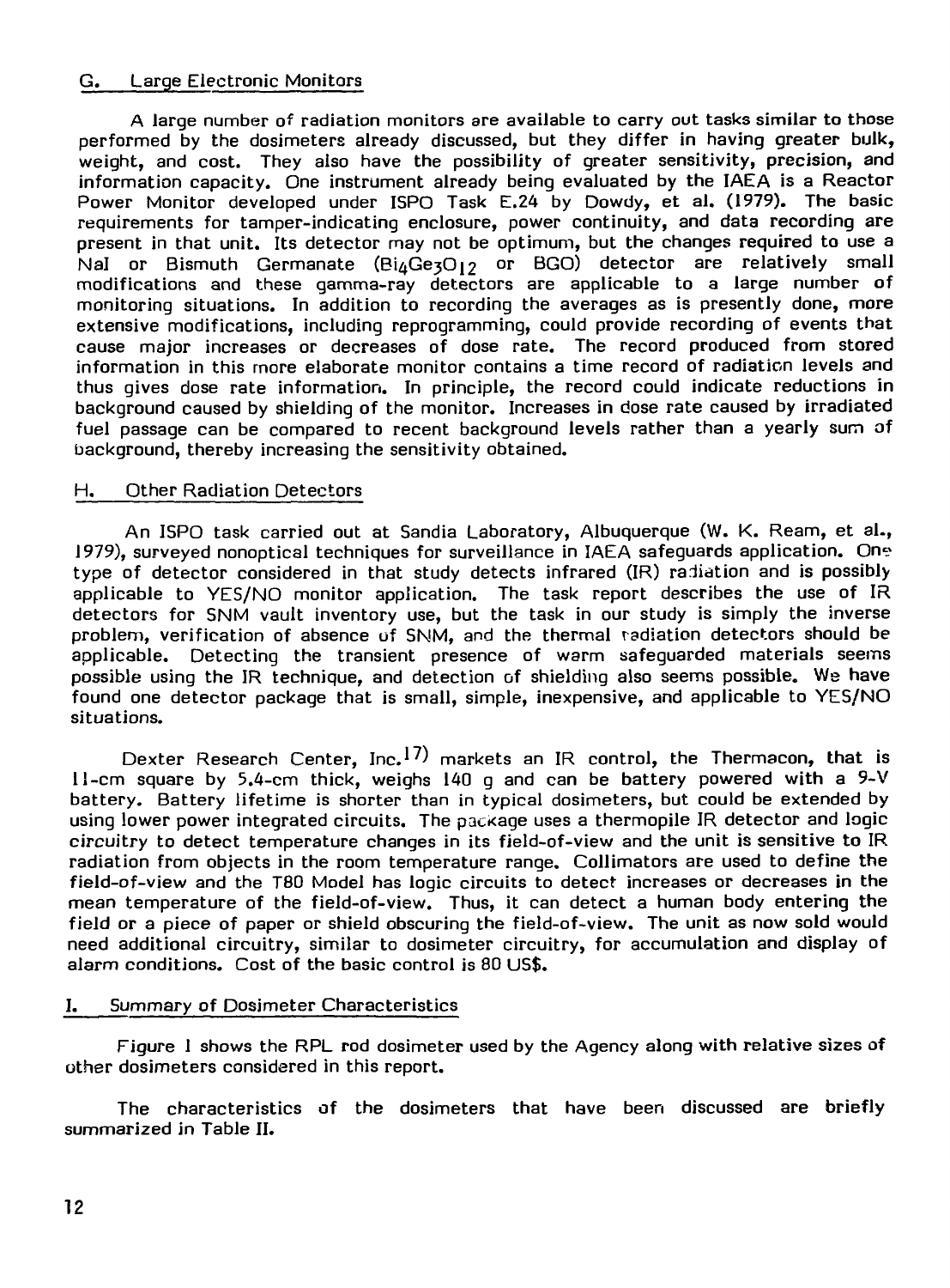### G. Large Electronic Monitors

A large number of radiation monitors are available to carry out tasks similar to those performed by the dosimeters already discussed, but they differ in having greater bulk, weight, and cost. They also have the possibility of greater sensitivity, precision, and information capacity. One instrument already being evaluated by the IAEA is a Reactor Power Monitor developed under ISPO Task E.24 by Dowdy, et al. (1979). The basic requirements for tamper-indicating enclosure, power continuity, and data recording are present in that unit. Its detector may not be optimum, but the changes required to use a NaI or Bismuth Germanate ($Bi_4Ge_3O_{12}$ or BGO) detector are relatively small modifications and these gamma-ray detectors are applicable to a large number of monitoring situations. In addition to recording the averages as is presently done, more extensive modifications, including reprogramming, could provide recording of events that cause major increases or decreases of dose rate. The record produced from stored information in this more elaborate monitor contains a time record of radiation levels and thus gives dose rate information. In principle, the record could indicate reductions in background caused by shielding of the monitor. Increases in dose rate caused by irradiated fuel passage can be compared to recent background levels rather than a yearly sum of background, thereby increasing the sensitivity obtained.

### H. Other Radiation Detectors

An ISPO task carried out at Sandia Laboratory, Albuquerque (W. K. Ream, et al., 1979), surveyed nonoptical techniques for surveillance in IAEA safeguards application. One type of detector considered in that study detects infrared (IR) radiation and is possibly applicable to YES/NO monitor application. The task report describes the use of IR detectors for SNM vault inventory use, but the task in our study is simply the inverse problem, verification of absence of SNM, and the thermal radiation detectors should be applicable. Detecting the transient presence of warm safeguarded materials seems possible using the IR technique, and detection of shielding also seems possible. We have found one detector package that is small, simple, inexpensive, and applicable to YES/NO situations.

Dexter Research Center, Inc.[17)] markets an IR control, the Thermacon, that is 11-cm square by 5.4-cm thick, weighs 140 g and can be battery powered with a 9-V battery. Battery lifetime is shorter than in typical dosimeters, but could be extended by using lower power integrated circuits. The package uses a thermopile IR detector and logic circuitry to detect temperature changes in its field-of-view and the unit is sensitive to IR radiation from objects in the room temperature range. Collimators are used to define the field-of-view and the T80 Model has logic circuits to detect increases or decreases in the mean temperature of the field-of-view. Thus, it can detect a human body entering the field or a piece of paper or shield obscuring the field-of-view. The unit as now sold would need additional circuitry, similar to dosimeter circuitry, for accumulation and display of alarm conditions. Cost of the basic control is 80 US$.

### I. Summary of Dosimeter Characteristics

Figure 1 shows the RPL rod dosimeter used by the Agency along with relative sizes of other dosimeters considered in this report.

The characteristics of the dosimeters that have been discussed are briefly summarized in Table II.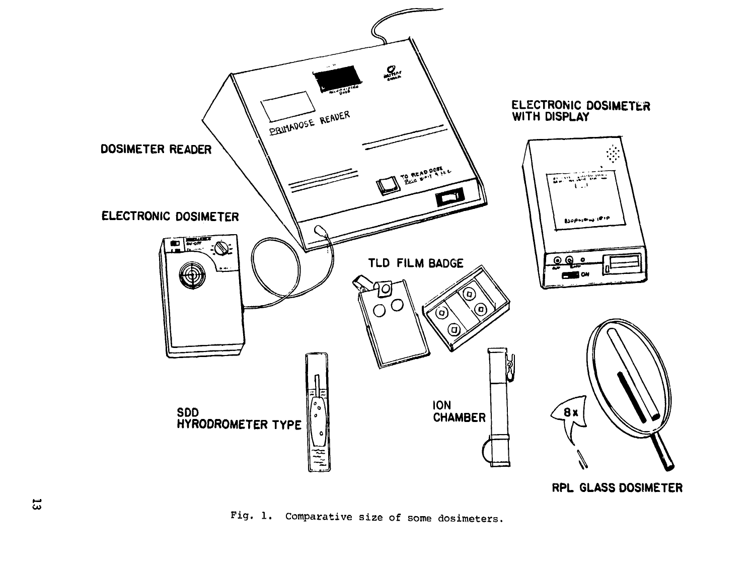DOSIMETER READER

ELECTRONIC DOSIMETER WITH DISPLAY

ELECTRONIC DOSIMETER

TLD FILM BADGE

SDD HYRODROMETER TYPE

ION CHAMBER

8x

RPL GLASS DOSIMETER

Fig. 1. Comparative size of some dosimeters.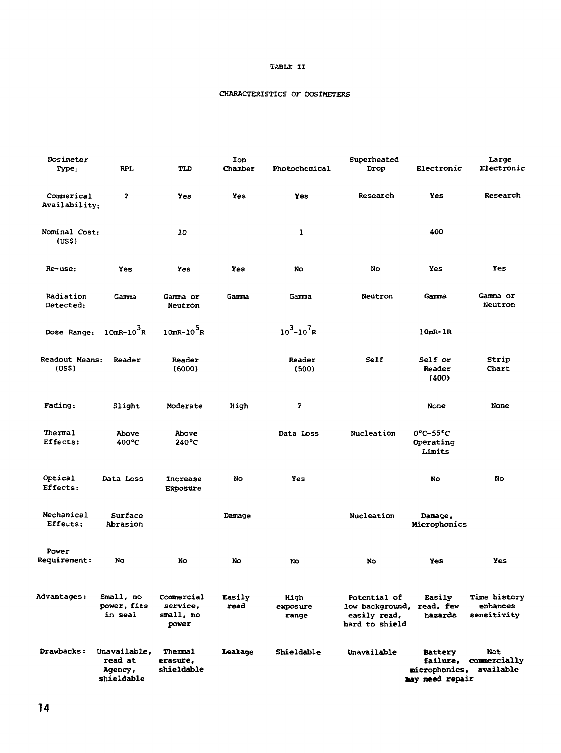TABLE II

CHARACTERISTICS OF DOSIMETERS

| Dosimeter Type: | RPL | TLD | Ion Chamber | Photochemical | Superheated Drop | Electronic | Large Electronic |
|---|---|---|---|---|---|---|---|
| Commerical Availability: | ? | Yes | Yes | Yes | Research | Yes | Research |
| Nominal Cost: (US$) | | 10 | | 1 | | 400 | |
| Re-use: | Yes | Yes | Yes | No | No | Yes | Yes |
| Radiation Detected: | Gamma | Gamma or Neutron | Gamma | Gamma | Neutron | Gamma | Gamma or Neutron |
| Dose Range: | 10mR-$10^3$R | 10mR-$10^5$R | | $10^3$-$10^7$R | | 10mR-1R | |
| Readout Means: (US$) | Reader | Reader (6000) | | Reader (500) | Self | Self or Reader (400) | Strip Chart |
| Fading: | Slight | Moderate | High | ? | | None | None |
| Thermal Effects: | Above 400°C | Above 240°C | | Data Loss | Nucleation | 0°C-55°C Operating Limits | |
| Optical Effects: | Data Loss | Increase Exposure | No | Yes | | No | No |
| Mechanical Effects: | Surface Abrasion | | Damage | | Nucleation | Damage, Microphonics | |
| Power Requirement: | No | No | No | No | No | Yes | Yes |
| Advantages: | Small, no power, fits in seal | Commercial service, small, no power | Easily read | High exposure range | Potential of low background, easily read, hard to shield | Easily read, few hazards | Time history enhances sensitivity |
| Drawbacks: | Unavailable, read at Agency, shieldable | Thermal erasure, shieldable | Leakage | Shieldable | Unavailable | Battery failure, microphonics, may need repair | Not commercially available |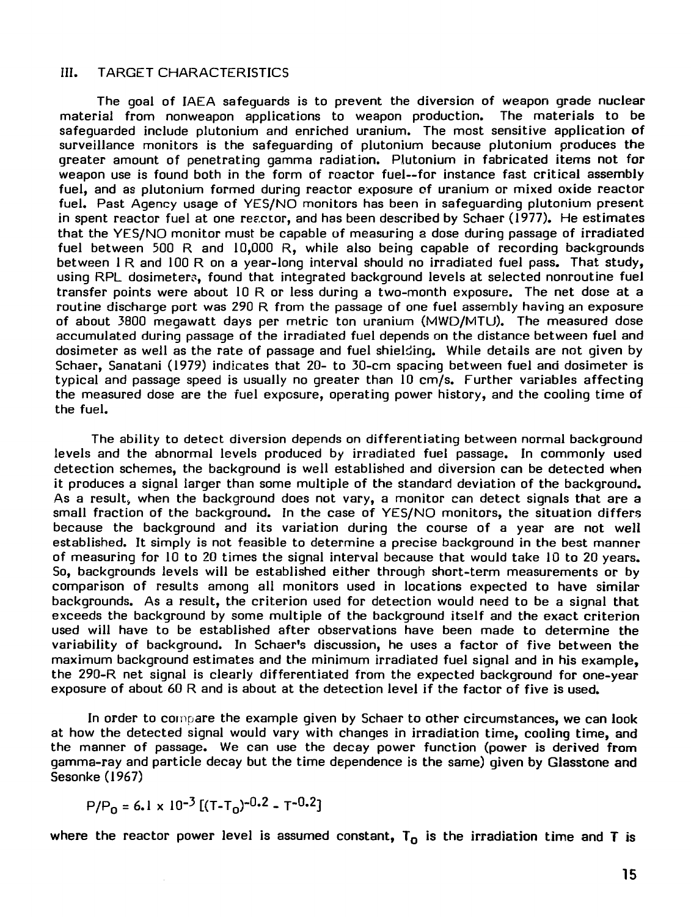## III. TARGET CHARACTERISTICS

The goal of IAEA safeguards is to prevent the diversion of weapon grade nuclear material from nonweapon applications to weapon production. The materials to be safeguarded include plutonium and enriched uranium. The most sensitive application of surveillance monitors is the safeguarding of plutonium because plutonium produces the greater amount of penetrating gamma radiation. Plutonium in fabricated items not for weapon use is found both in the form of reactor fuel--for instance fast critical assembly fuel, and as plutonium formed during reactor exposure of uranium or mixed oxide reactor fuel. Past Agency usage of YES/NO monitors has been in safeguarding plutonium present in spent reactor fuel at one reactor, and has been described by Schaer (1977). He estimates that the YES/NO monitor must be capable of measuring a dose during passage of irradiated fuel between 500 R and 10,000 R, while also being capable of recording backgrounds between 1 R and 100 R on a year-long interval should no irradiated fuel pass. That study, using RPL dosimeters, found that integrated background levels at selected nonroutine fuel transfer points were about 10 R or less during a two-month exposure. The net dose at a routine discharge port was 290 R from the passage of one fuel assembly having an exposure of about 3800 megawatt days per metric ton uranium (MWD/MTU). The measured dose accumulated during passage of the irradiated fuel depends on the distance between fuel and dosimeter as well as the rate of passage and fuel shielding. While details are not given by Schaer, Sanatani (1979) indicates that 20- to 30-cm spacing between fuel and dosimeter is typical and passage speed is usually no greater than 10 cm/s. Further variables affecting the measured dose are the fuel exposure, operating power history, and the cooling time of the fuel.

The ability to detect diversion depends on differentiating between normal background levels and the abnormal levels produced by irradiated fuel passage. In commonly used detection schemes, the background is well established and diversion can be detected when it produces a signal larger than some multiple of the standard deviation of the background. As a result, when the background does not vary, a monitor can detect signals that are a small fraction of the background. In the case of YES/NO monitors, the situation differs because the background and its variation during the course of a year are not well established. It simply is not feasible to determine a precise background in the best manner of measuring for 10 to 20 times the signal interval because that would take 10 to 20 years. So, backgrounds levels will be established either through short-term measurements or by comparison of results among all monitors used in locations expected to have similar backgrounds. As a result, the criterion used for detection would need to be a signal that exceeds the background by some multiple of the background itself and the exact criterion used will have to be established after observations have been made to determine the variability of background. In Schaer's discussion, he uses a factor of five between the maximum background estimates and the minimum irradiated fuel signal and in his example, the 290-R net signal is clearly differentiated from the expected background for one-year exposure of about 60 R and is about at the detection level if the factor of five is used.

In order to compare the example given by Schaer to other circumstances, we can look at how the detected signal would vary with changes in irradiation time, cooling time, and the manner of passage. We can use the decay power function (power is derived from gamma-ray and particle decay but the time dependence is the same) given by Glasstone and Sesonke (1967)

$$P/P_0 = 6.1 \times 10^{-3} \left[(T-T_0)^{-0.2} - T^{-0.2}\right]$$

where the reactor power level is assumed constant, $T_0$ is the irradiation time and $T$ is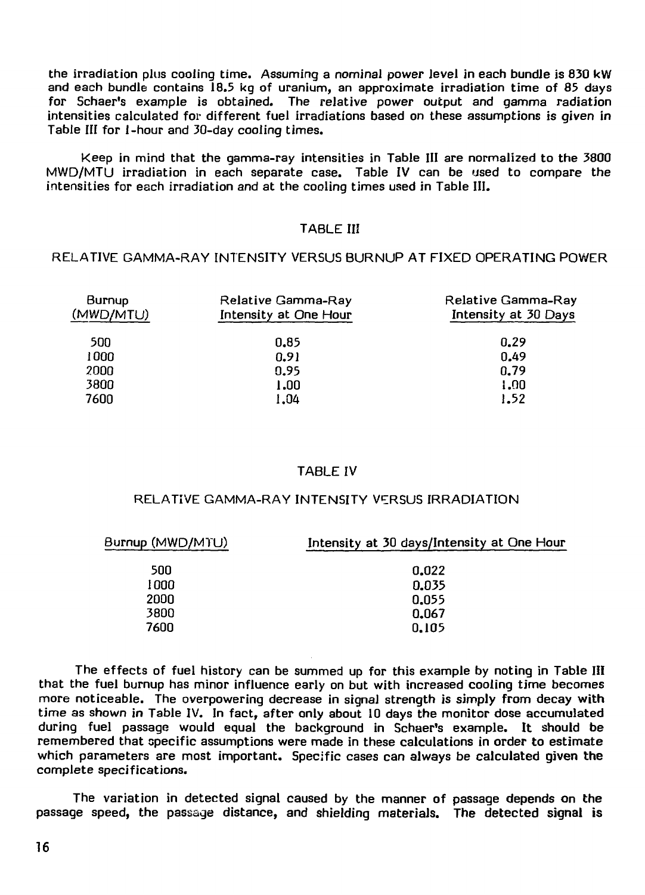the irradiation plus cooling time. Assuming a nominal power level in each bundle is 830 kW and each bundle contains 18.5 kg of uranium, an approximate irradiation time of 85 days for Schaer's example is obtained. The relative power output and gamma radiation intensities calculated for different fuel irradiations based on these assumptions is given in Table III for 1-hour and 30-day cooling times.

Keep in mind that the gamma-ray intensities in Table III are normalized to the 3800 MWD/MTU irradiation in each separate case. Table IV can be used to compare the intensities for each irradiation and at the cooling times used in Table III.

TABLE III

RELATIVE GAMMA-RAY INTENSITY VERSUS BURNUP AT FIXED OPERATING POWER

| Burnup (MWD/MTU) | Relative Gamma-Ray Intensity at One Hour | Relative Gamma-Ray Intensity at 30 Days |
|---|---|---|
| 500 | 0.85 | 0.29 |
| 1000 | 0.91 | 0.49 |
| 2000 | 0.95 | 0.79 |
| 3800 | 1.00 | 1.00 |
| 7600 | 1.04 | 1.52 |

TABLE IV

RELATIVE GAMMA-RAY INTENSITY VERSUS IRRADIATION

| Burnup (MWD/MTU) | Intensity at 30 days/Intensity at One Hour |
|---|---|
| 500 | 0.022 |
| 1000 | 0.035 |
| 2000 | 0.055 |
| 3800 | 0.067 |
| 7600 | 0.105 |

The effects of fuel history can be summed up for this example by noting in Table III that the fuel burnup has minor influence early on but with increased cooling time becomes more noticeable. The overpowering decrease in signal strength is simply from decay with time as shown in Table IV. In fact, after only about 10 days the monitor dose accumulated during fuel passage would equal the background in Schaer's example. It should be remembered that specific assumptions were made in these calculations in order to estimate which parameters are most important. Specific cases can always be calculated given the complete specifications.

The variation in detected signal caused by the manner of passage depends on the passage speed, the passage distance, and shielding materials. The detected signal is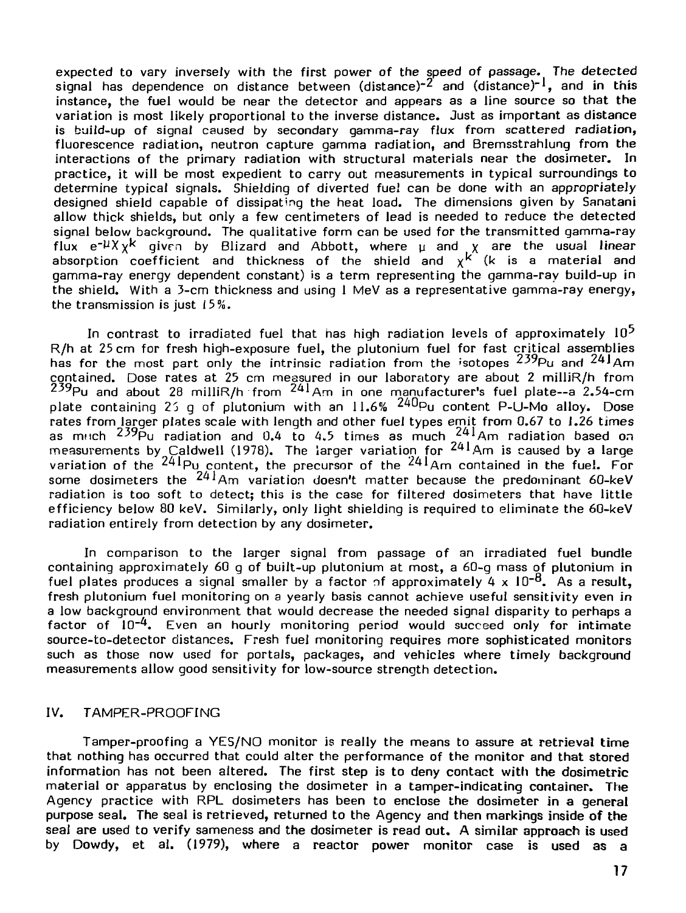expected to vary inversely with the first power of the speed of passage. The detected signal has dependence on distance between $(\text{distance})^{-2}$ and $(\text{distance})^{-1}$, and in this instance, the fuel would be near the detector and appears as a line source so that the variation is most likely proportional to the inverse distance. Just as important as distance is build-up of signal caused by secondary gamma-ray flux from scattered radiation, fluorescence radiation, neutron capture gamma radiation, and Bremsstrahlung from the interactions of the primary radiation with structural materials near the dosimeter. In practice, it will be most expedient to carry out measurements in typical surroundings to determine typical signals. Shielding of diverted fuel can be done with an appropriately designed shield capable of dissipating the heat load. The dimensions given by Sanatani allow thick shields, but only a few centimeters of lead is needed to reduce the detected signal below background. The qualitative form can be used for the transmitted gamma-ray flux $e^{-\mu \chi} \chi^k$ given by Blizard and Abbott, where $\mu$ and $\chi$ are the usual linear absorption coefficient and thickness of the shield and $\chi^k$ (k is a material and gamma-ray energy dependent constant) is a term representing the gamma-ray build-up in the shield. With a 3-cm thickness and using 1 MeV as a representative gamma-ray energy, the transmission is just 15%.

In contrast to irradiated fuel that has high radiation levels of approximately $10^5$ R/h at 25 cm for fresh high-exposure fuel, the plutonium fuel for fast critical assemblies has for the most part only the intrinsic radiation from the isotopes $^{239}Pu$ and $^{241}Am$ contained. Dose rates at 25 cm measured in our laboratory are about 2 milliR/h from $^{239}Pu$ and about 28 milliR/h from $^{241}Am$ in one manufacturer's fuel plate--a 2.54-cm plate containing 25 g of plutonium with an 11.6% $^{240}Pu$ content P-U-Mo alloy. Dose rates from larger plates scale with length and other fuel types emit from 0.67 to 1.26 times as much $^{239}Pu$ radiation and 0.4 to 4.5 times as much $^{241}Am$ radiation based on measurements by Caldwell (1978). The larger variation for $^{241}Am$ is caused by a large variation of the $^{241}Pu$ content, the precursor of the $^{241}Am$ contained in the fuel. For some dosimeters the $^{241}Am$ variation doesn't matter because the predominant 60-keV radiation is too soft to detect; this is the case for filtered dosimeters that have little efficiency below 80 keV. Similarly, only light shielding is required to eliminate the 60-keV radiation entirely from detection by any dosimeter.

In comparison to the larger signal from passage of an irradiated fuel bundle containing approximately 60 g of built-up plutonium at most, a 60-g mass of plutonium in fuel plates produces a signal smaller by a factor of approximately $4 \times 10^{-8}$. As a result, fresh plutonium fuel monitoring on a yearly basis cannot achieve useful sensitivity even in a low background environment that would decrease the needed signal disparity to perhaps a factor of $10^{-4}$. Even an hourly monitoring period would succeed only for intimate source-to-detector distances. Fresh fuel monitoring requires more sophisticated monitors such as those now used for portals, packages, and vehicles where timely background measurements allow good sensitivity for low-source strength detection.

## IV. TAMPER-PROOFING

Tamper-proofing a YES/NO monitor is really the means to assure at retrieval time that nothing has occurred that could alter the performance of the monitor and that stored information has not been altered. The first step is to deny contact with the dosimetric material or apparatus by enclosing the dosimeter in a tamper-indicating container. The Agency practice with RPL dosimeters has been to enclose the dosimeter in a general purpose seal. The seal is retrieved, returned to the Agency and then markings inside of the seal are used to verify sameness and the dosimeter is read out. A similar approach is used by Dowdy, et al. (1979), where a reactor power monitor case is used as a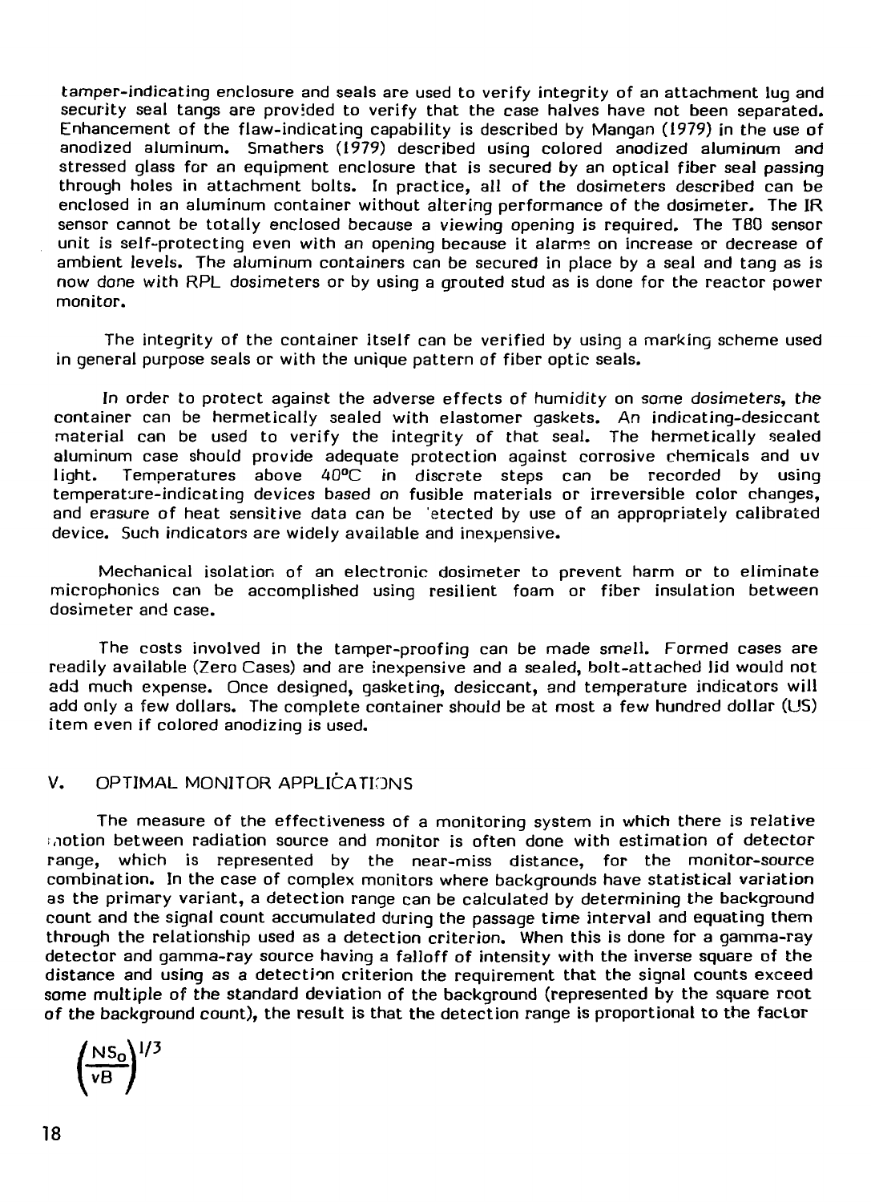tamper-indicating enclosure and seals are used to verify integrity of an attachment lug and security seal tangs are provided to verify that the case halves have not been separated. Enhancement of the flaw-indicating capability is described by Mangan (1979) in the use of anodized aluminum. Smathers (1979) described using colored anodized aluminum and stressed glass for an equipment enclosure that is secured by an optical fiber seal passing through holes in attachment bolts. In practice, all of the dosimeters described can be enclosed in an aluminum container without altering performance of the dosimeter. The IR sensor cannot be totally enclosed because a viewing opening is required. The T80 sensor unit is self-protecting even with an opening because it alarms on increase or decrease of ambient levels. The aluminum containers can be secured in place by a seal and tang as is now done with RPL dosimeters or by using a grouted stud as is done for the reactor power monitor.

The integrity of the container itself can be verified by using a marking scheme used in general purpose seals or with the unique pattern of fiber optic seals.

In order to protect against the adverse effects of humidity on some dosimeters, the container can be hermetically sealed with elastomer gaskets. An indicating-desiccant material can be used to verify the integrity of that seal. The hermetically sealed aluminum case should provide adequate protection against corrosive chemicals and uv light. Temperatures above 40°C in discrete steps can be recorded by using temperature-indicating devices based on fusible materials or irreversible color changes, and erasure of heat sensitive data can be detected by use of an appropriately calibrated device. Such indicators are widely available and inexpensive.

Mechanical isolation of an electronic dosimeter to prevent harm or to eliminate microphonics can be accomplished using resilient foam or fiber insulation between dosimeter and case.

The costs involved in the tamper-proofing can be made small. Formed cases are readily available (Zero Cases) and are inexpensive and a sealed, bolt-attached lid would not add much expense. Once designed, gasketing, desiccant, and temperature indicators will add only a few dollars. The complete container should be at most a few hundred dollar (US) item even if colored anodizing is used.

## V. OPTIMAL MONITOR APPLICATIONS

The measure of the effectiveness of a monitoring system in which there is relative motion between radiation source and monitor is often done with estimation of detector range, which is represented by the near-miss distance, for the monitor-source combination. In the case of complex monitors where backgrounds have statistical variation as the primary variant, a detection range can be calculated by determining the background count and the signal count accumulated during the passage time interval and equating them through the relationship used as a detection criterion. When this is done for a gamma-ray detector and gamma-ray source having a falloff of intensity with the inverse square of the distance and using as a detection criterion the requirement that the signal counts exceed some multiple of the standard deviation of the background (represented by the square root of the background count), the result is that the detection range is proportional to the factor

$$\left(\frac{NS_0}{vB}\right)^{1/3}$$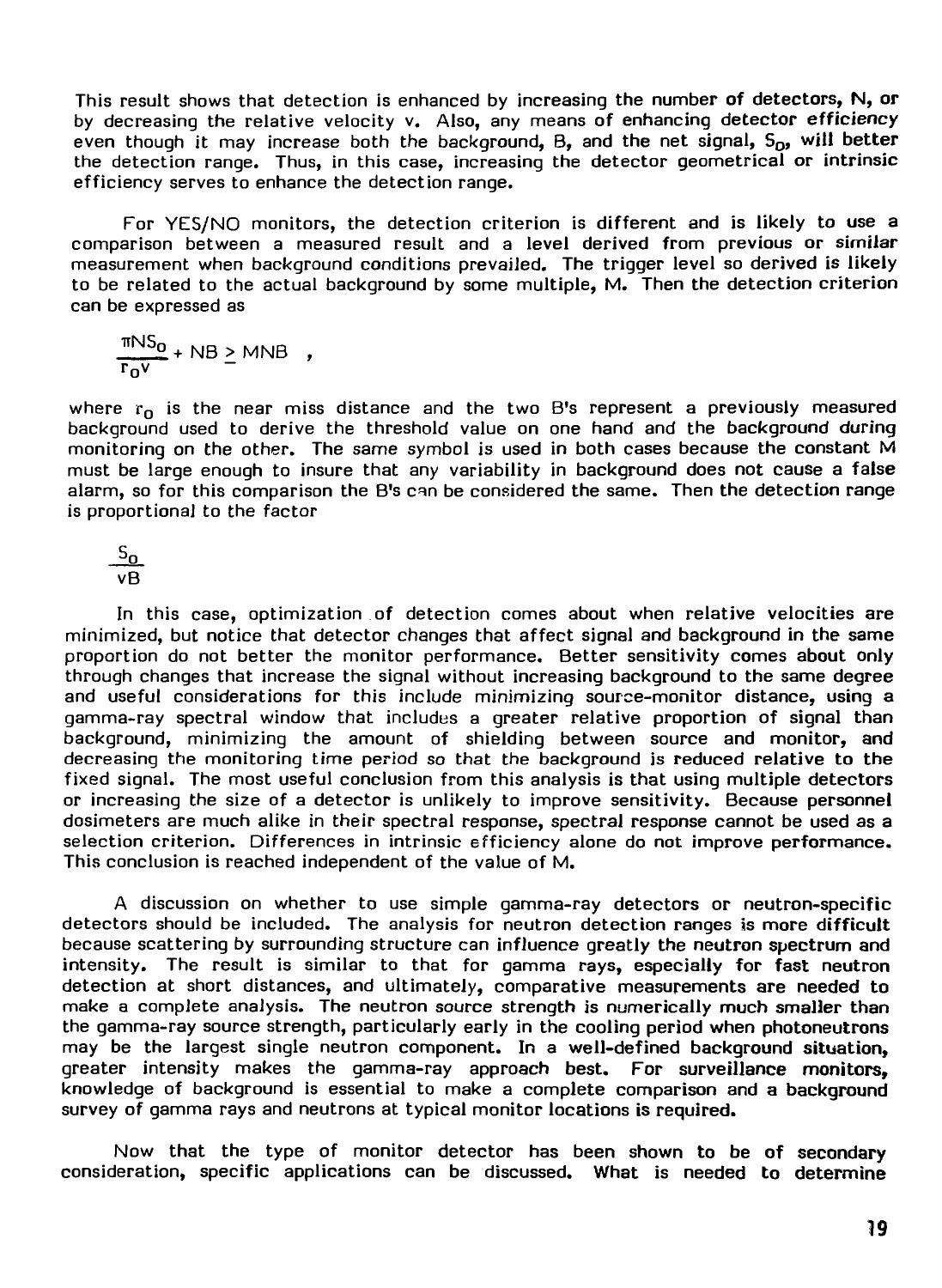This result shows that detection is enhanced by increasing the number of detectors, N, or by decreasing the relative velocity v. Also, any means of enhancing detector efficiency even though it may increase both the background, B, and the net signal, $S_0$, will better the detection range. Thus, in this case, increasing the detector geometrical or intrinsic efficiency serves to enhance the detection range.

For YES/NO monitors, the detection criterion is different and is likely to use a comparison between a measured result and a level derived from previous or similar measurement when background conditions prevailed. The trigger level so derived is likely to be related to the actual background by some multiple, M. Then the detection criterion can be expressed as

$$\frac{\pi N S_0}{r_0 v} + NB \geq MNB \quad ,$$

where $r_0$ is the near miss distance and the two B's represent a previously measured background used to derive the threshold value on one hand and the background during monitoring on the other. The same symbol is used in both cases because the constant M must be large enough to insure that any variability in background does not cause a false alarm, so for this comparison the B's can be considered the same. Then the detection range is proportional to the factor

$$\frac{S_0}{vB}$$

In this case, optimization of detection comes about when relative velocities are minimized, but notice that detector changes that affect signal and background in the same proportion do not better the monitor performance. Better sensitivity comes about only through changes that increase the signal without increasing background to the same degree and useful considerations for this include minimizing source-monitor distance, using a gamma-ray spectral window that includes a greater relative proportion of signal than background, minimizing the amount of shielding between source and monitor, and decreasing the monitoring time period so that the background is reduced relative to the fixed signal. The most useful conclusion from this analysis is that using multiple detectors or increasing the size of a detector is unlikely to improve sensitivity. Because personnel dosimeters are much alike in their spectral response, spectral response cannot be used as a selection criterion. Differences in intrinsic efficiency alone do not improve performance. This conclusion is reached independent of the value of M.

A discussion on whether to use simple gamma-ray detectors or neutron-specific detectors should be included. The analysis for neutron detection ranges is more difficult because scattering by surrounding structure can influence greatly the neutron spectrum and intensity. The result is similar to that for gamma rays, especially for fast neutron detection at short distances, and ultimately, comparative measurements are needed to make a complete analysis. The neutron source strength is numerically much smaller than the gamma-ray source strength, particularly early in the cooling period when photoneutrons may be the largest single neutron component. In a well-defined background situation, greater intensity makes the gamma-ray approach best. For surveillance monitors, knowledge of background is essential to make a complete comparison and a background survey of gamma rays and neutrons at typical monitor locations is required.

Now that the type of monitor detector has been shown to be of secondary consideration, specific applications can be discussed. What is needed to determine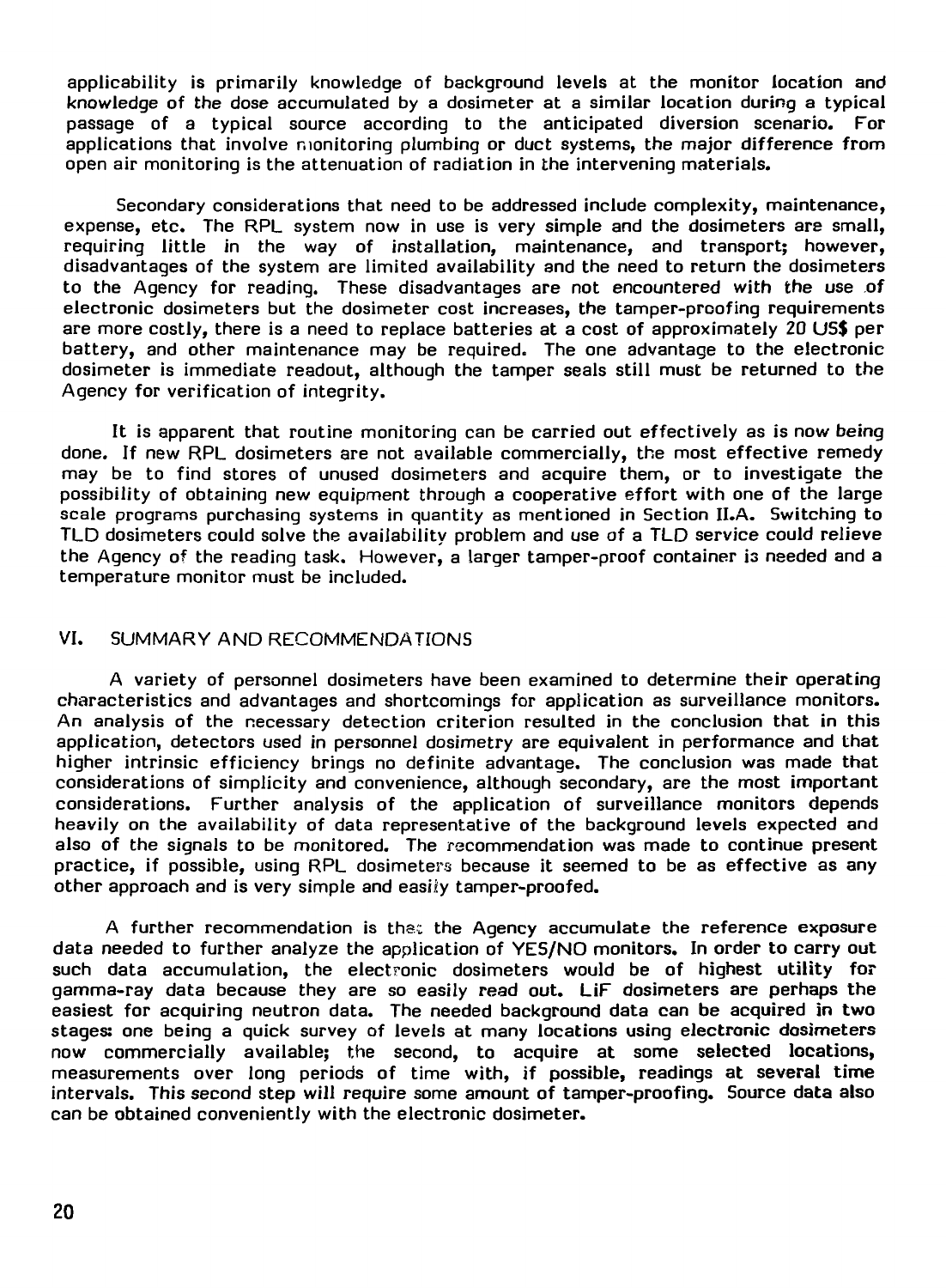applicability is primarily knowledge of background levels at the monitor location and knowledge of the dose accumulated by a dosimeter at a similar location during a typical passage of a typical source according to the anticipated diversion scenario. For applications that involve monitoring plumbing or duct systems, the major difference from open air monitoring is the attenuation of radiation in the intervening materials.

Secondary considerations that need to be addressed include complexity, maintenance, expense, etc. The RPL system now in use is very simple and the dosimeters are small, requiring little in the way of installation, maintenance, and transport; however, disadvantages of the system are limited availability and the need to return the dosimeters to the Agency for reading. These disadvantages are not encountered with the use of electronic dosimeters but the dosimeter cost increases, the tamper-proofing requirements are more costly, there is a need to replace batteries at a cost of approximately 20 US$ per battery, and other maintenance may be required. The one advantage to the electronic dosimeter is immediate readout, although the tamper seals still must be returned to the Agency for verification of integrity.

It is apparent that routine monitoring can be carried out effectively as is now being done. If new RPL dosimeters are not available commercially, the most effective remedy may be to find stores of unused dosimeters and acquire them, or to investigate the possibility of obtaining new equipment through a cooperative effort with one of the large scale programs purchasing systems in quantity as mentioned in Section II.A. Switching to TLD dosimeters could solve the availability problem and use of a TLD service could relieve the Agency of the reading task. However, a larger tamper-proof container is needed and a temperature monitor must be included.

## VI. SUMMARY AND RECOMMENDATIONS

A variety of personnel dosimeters have been examined to determine their operating characteristics and advantages and shortcomings for application as surveillance monitors. An analysis of the necessary detection criterion resulted in the conclusion that in this application, detectors used in personnel dosimetry are equivalent in performance and that higher intrinsic efficiency brings no definite advantage. The conclusion was made that considerations of simplicity and convenience, although secondary, are the most important considerations. Further analysis of the application of surveillance monitors depends heavily on the availability of data representative of the background levels expected and also of the signals to be monitored. The recommendation was made to continue present practice, if possible, using RPL dosimeters because it seemed to be as effective as any other approach and is very simple and easily tamper-proofed.

A further recommendation is that the Agency accumulate the reference exposure data needed to further analyze the application of YES/NO monitors. In order to carry out such data accumulation, the electronic dosimeters would be of highest utility for gamma-ray data because they are so easily read out. LiF dosimeters are perhaps the easiest for acquiring neutron data. The needed background data can be acquired in two stages: one being a quick survey of levels at many locations using electronic dosimeters now commercially available; the second, to acquire at some selected locations, measurements over long periods of time with, if possible, readings at several time intervals. This second step will require some amount of tamper-proofing. Source data also can be obtained conveniently with the electronic dosimeter.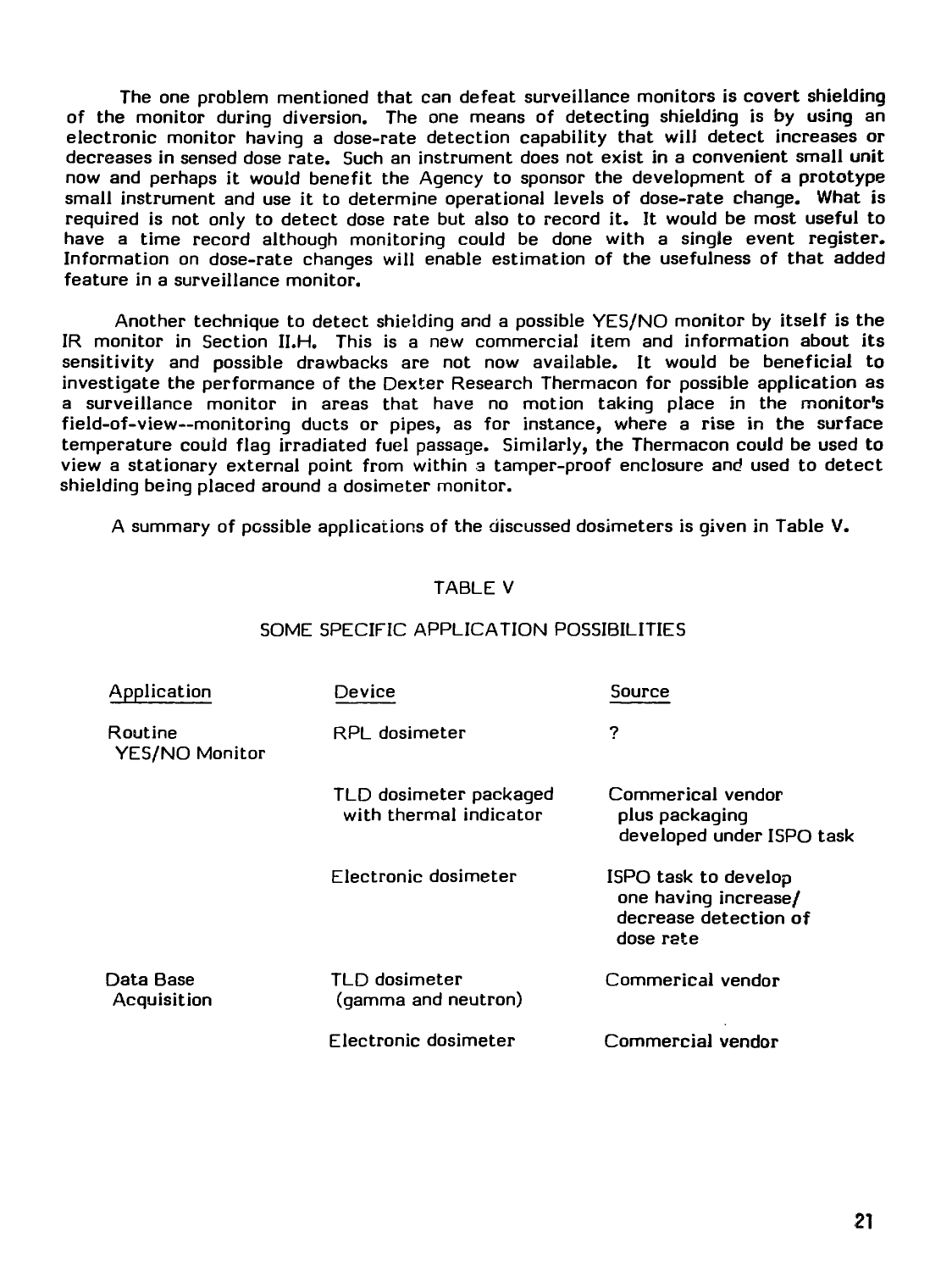The one problem mentioned that can defeat surveillance monitors is covert shielding of the monitor during diversion. The one means of detecting shielding is by using an electronic monitor having a dose-rate detection capability that will detect increases or decreases in sensed dose rate. Such an instrument does not exist in a convenient small unit now and perhaps it would benefit the Agency to sponsor the development of a prototype small instrument and use it to determine operational levels of dose-rate change. What is required is not only to detect dose rate but also to record it. It would be most useful to have a time record although monitoring could be done with a single event register. Information on dose-rate changes will enable estimation of the usefulness of that added feature in a surveillance monitor.

Another technique to detect shielding and a possible YES/NO monitor by itself is the IR monitor in Section II.H. This is a new commercial item and information about its sensitivity and possible drawbacks are not now available. It would be beneficial to investigate the performance of the Dexter Research Thermacon for possible application as a surveillance monitor in areas that have no motion taking place in the monitor's field-of-view--monitoring ducts or pipes, as for instance, where a rise in the surface temperature could flag irradiated fuel passage. Similarly, the Thermacon could be used to view a stationary external point from within a tamper-proof enclosure and used to detect shielding being placed around a dosimeter monitor.

A summary of possible applications of the discussed dosimeters is given in Table V.

TABLE V

SOME SPECIFIC APPLICATION POSSIBILITIES

| Application | Device | Source |
|---|---|---|
| Routine YES/NO Monitor | RPL dosimeter | ? |
| | TLD dosimeter packaged with thermal indicator | Commerical vendor plus packaging developed under ISPO task |
| | Electronic dosimeter | ISPO task to develop one having increase/ decrease detection of dose rate |
| Data Base Acquisition | TLD dosimeter (gamma and neutron) | Commerical vendor |
| | Electronic dosimeter | Commercial vendor |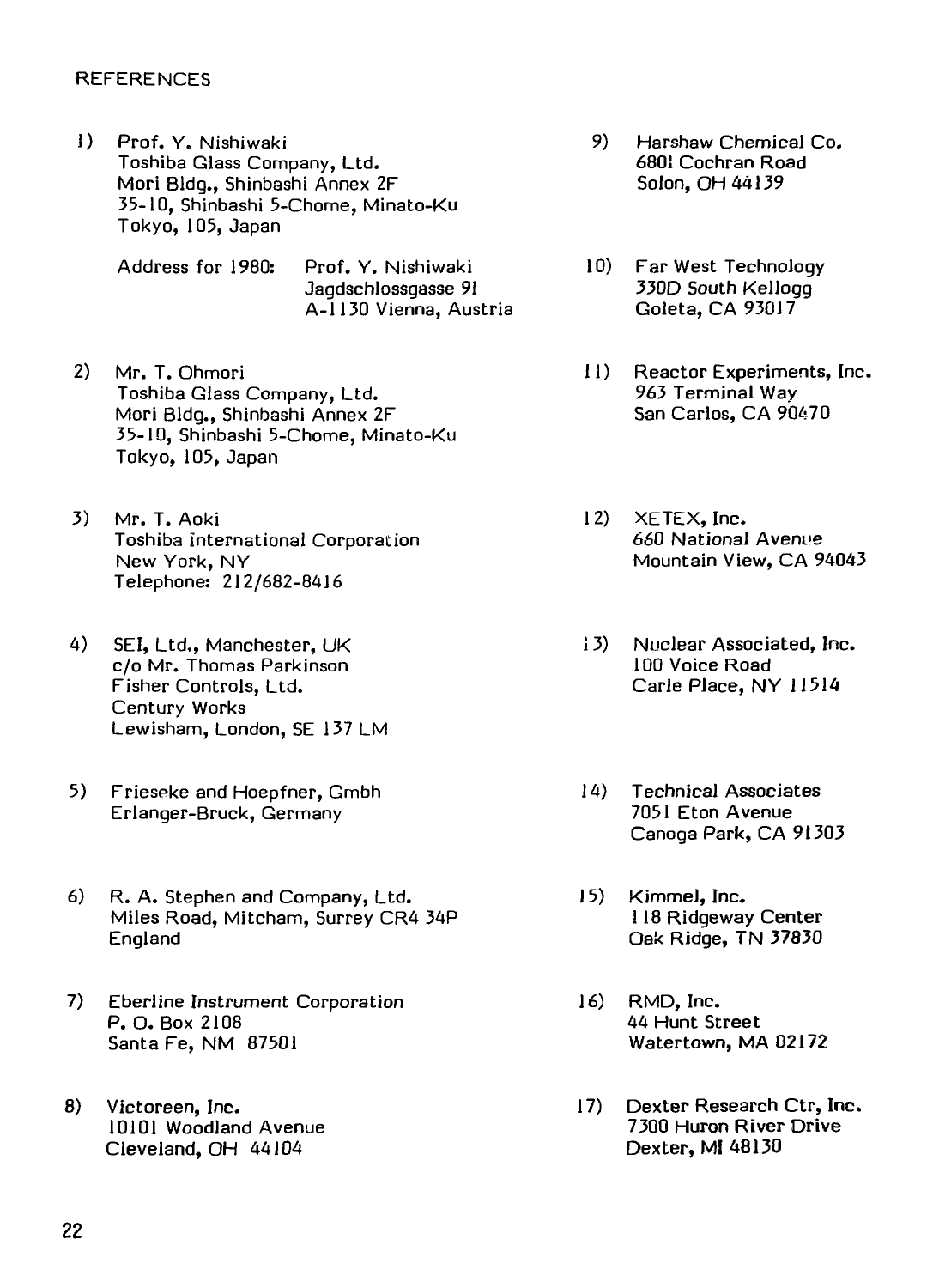REFERENCES

1) Prof. Y. Nishiwaki
Toshiba Glass Company, Ltd.
Mori Bldg., Shinbashi Annex 2F
35-10, Shinbashi 5-Chome, Minato-Ku
Tokyo, 105, Japan

   Address for 1980: Prof. Y. Nishiwaki
   Jagdschlossgasse 91
   A-1130 Vienna, Austria

2) Mr. T. Ohmori
Toshiba Glass Company, Ltd.
Mori Bldg., Shinbashi Annex 2F
35-10, Shinbashi 5-Chome, Minato-Ku
Tokyo, 105, Japan

3) Mr. T. Aoki
Toshiba International Corporation
New York, NY
Telephone: 212/682-8416

4) SEI, Ltd., Manchester, UK
c/o Mr. Thomas Parkinson
Fisher Controls, Ltd.
Century Works
Lewisham, London, SE 137 LM

5) Frieseke and Hoepfner, Gmbh
Erlanger-Bruck, Germany

6) R. A. Stephen and Company, Ltd.
Miles Road, Mitcham, Surrey CR4 34P
England

7) Eberline Instrument Corporation
P. O. Box 2108
Santa Fe, NM 87501

8) Victoreen, Inc.
10101 Woodland Avenue
Cleveland, OH 44104

9) Harshaw Chemical Co.
6801 Cochran Road
Solon, OH 44139

10) Far West Technology
330D South Kellogg
Goleta, CA 93017

11) Reactor Experiments, Inc.
963 Terminal Way
San Carlos, CA 90470

12) XETEX, Inc.
660 National Avenue
Mountain View, CA 94043

13) Nuclear Associated, Inc.
100 Voice Road
Carle Place, NY 11514

14) Technical Associates
7051 Eton Avenue
Canoga Park, CA 91303

15) Kimmel, Inc.
118 Ridgeway Center
Oak Ridge, TN 37830

16) RMD, Inc.
44 Hunt Street
Watertown, MA 02172

17) Dexter Research Ctr, Inc.
7300 Huron River Drive
Dexter, MI 48130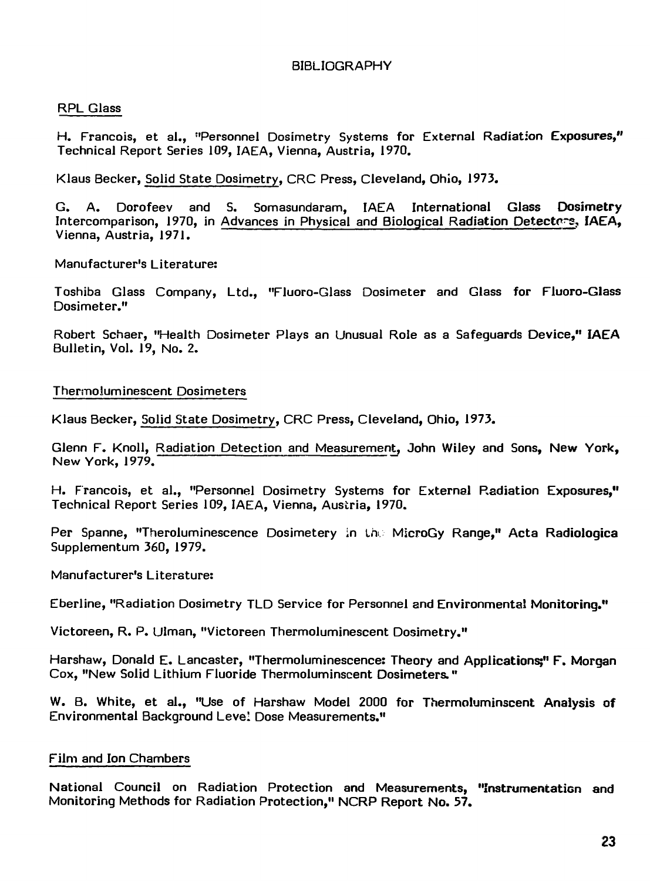# BIBLIOGRAPHY

## RPL Glass

H. Francois, et al., "Personnel Dosimetry Systems for External Radiation Exposures," Technical Report Series 109, IAEA, Vienna, Austria, 1970.

Klaus Becker, Solid State Dosimetry, CRC Press, Cleveland, Ohio, 1973.

G. A. Dorofeev and S. Somasundaram, IAEA International Glass Dosimetry Intercomparison, 1970, in Advances in Physical and Biological Radiation Detectors, IAEA, Vienna, Austria, 1971.

Manufacturer's Literature:

Toshiba Glass Company, Ltd., "Fluoro-Glass Dosimeter and Glass for Fluoro-Glass Dosimeter."

Robert Schaer, "Health Dosimeter Plays an Unusual Role as a Safeguards Device," IAEA Bulletin, Vol. 19, No. 2.

## Thermoluminescent Dosimeters

Klaus Becker, Solid State Dosimetry, CRC Press, Cleveland, Ohio, 1973.

Glenn F. Knoll, Radiation Detection and Measurement, John Wiley and Sons, New York, New York, 1979.

H. Francois, et al., "Personnel Dosimetry Systems for External Radiation Exposures," Technical Report Series 109, IAEA, Vienna, Austria, 1970.

Per Spanne, "Theroluminescence Dosimetery in the MicroGy Range," Acta Radiologica Supplementum 360, 1979.

Manufacturer's Literature:

Eberline, "Radiation Dosimetry TLD Service for Personnel and Environmental Monitoring."

Victoreen, R. P. Ulman, "Victoreen Thermoluminescent Dosimetry."

Harshaw, Donald E. Lancaster, "Thermoluminescence: Theory and Applications;" F. Morgan Cox, "New Solid Lithium Fluoride Thermoluminscent Dosimeters."

W. B. White, et al., "Use of Harshaw Model 2000 for Thermoluminscent Analysis of Environmental Background Level Dose Measurements."

## Film and Ion Chambers

National Council on Radiation Protection and Measurements, "Instrumentation and Monitoring Methods for Radiation Protection," NCRP Report No. 57.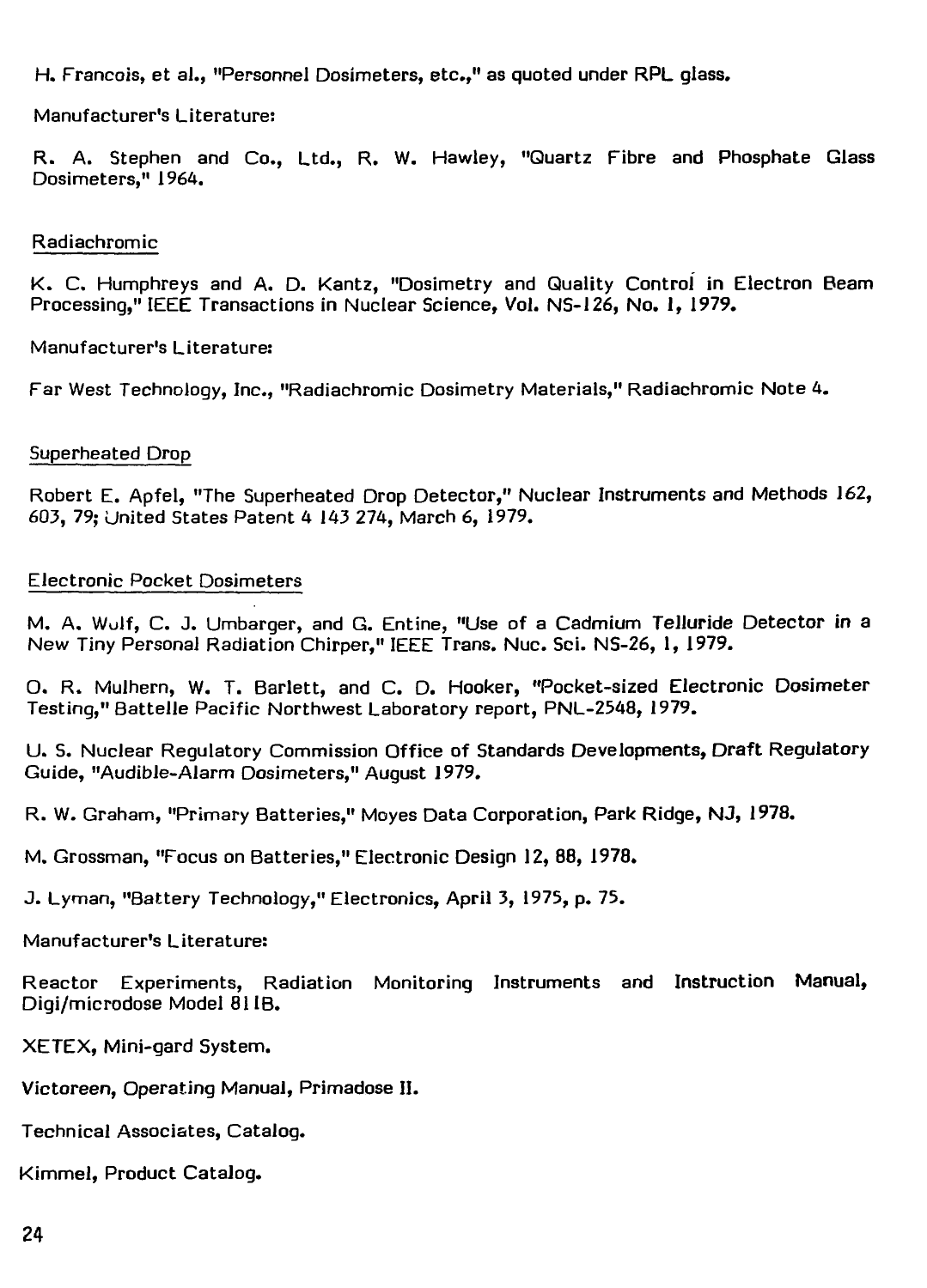H. Francois, et al., "Personnel Dosimeters, etc.," as quoted under RPL glass.

Manufacturer's Literature:

R. A. Stephen and Co., Ltd., R. W. Hawley, "Quartz Fibre and Phosphate Glass Dosimeters," 1964.

Radiachromic

K. C. Humphreys and A. D. Kantz, "Dosimetry and Quality Control in Electron Beam Processing," IEEE Transactions in Nuclear Science, Vol. NS-126, No. 1, 1979.

Manufacturer's Literature:

Far West Technology, Inc., "Radiachromic Dosimetry Materials," Radiachromic Note 4.

Superheated Drop

Robert E. Apfel, "The Superheated Drop Detector," Nuclear Instruments and Methods 162, 603, 79; United States Patent 4 143 274, March 6, 1979.

Electronic Pocket Dosimeters

M. A. Wulf, C. J. Umbarger, and G. Entine, "Use of a Cadmium Telluride Detector in a New Tiny Personal Radiation Chirper," IEEE Trans. Nuc. Sci. NS-26, 1, 1979.

O. R. Mulhern, W. T. Barlett, and C. D. Hooker, "Pocket-sized Electronic Dosimeter Testing," Battelle Pacific Northwest Laboratory report, PNL-2548, 1979.

U. S. Nuclear Regulatory Commission Office of Standards Developments, Draft Regulatory Guide, "Audible-Alarm Dosimeters," August 1979.

R. W. Graham, "Primary Batteries," Moyes Data Corporation, Park Ridge, NJ, 1978.

M. Grossman, "Focus on Batteries," Electronic Design 12, 88, 1978.

J. Lyman, "Battery Technology," Electronics, April 3, 1975, p. 75.

Manufacturer's Literature:

Reactor Experiments, Radiation Monitoring Instruments and Instruction Manual, Digi/microdose Model 811B.

XETEX, Mini-gard System.

Victoreen, Operating Manual, Primadose II.

Technical Associates, Catalog.

Kimmel, Product Catalog.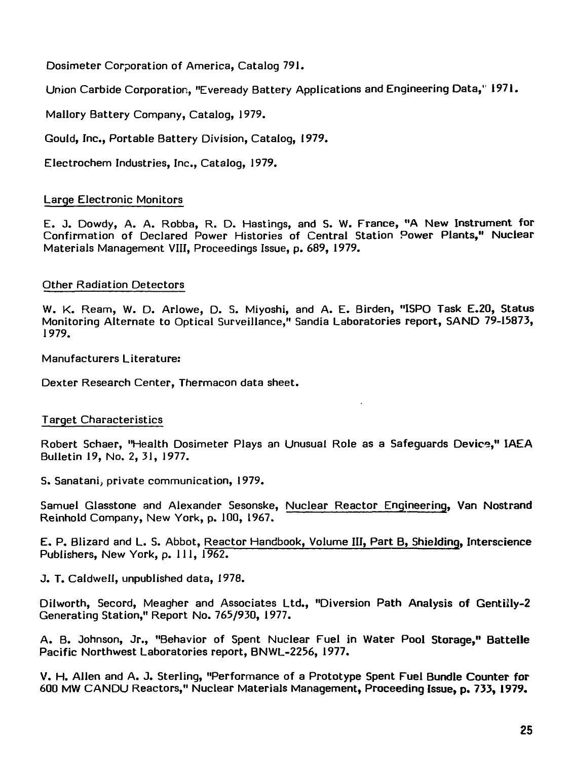Dosimeter Corporation of America, Catalog 791.

Union Carbide Corporation, "Eveready Battery Applications and Engineering Data," 1971.

Mallory Battery Company, Catalog, 1979.

Gould, Inc., Portable Battery Division, Catalog, 1979.

Electrochem Industries, Inc., Catalog, 1979.

## Large Electronic Monitors

E. J. Dowdy, A. A. Robba, R. D. Hastings, and S. W. France, "A New Instrument for Confirmation of Declared Power Histories of Central Station Power Plants," Nuclear Materials Management VIII, Proceedings Issue, p. 689, 1979.

## Other Radiation Detectors

W. K. Ream, W. D. Arlowe, D. S. Miyoshi, and A. E. Birden, "ISPO Task E.20, Status Monitoring Alternate to Optical Surveillance," Sandia Laboratories report, SAND 79-15873, 1979.

Manufacturers Literature:

Dexter Research Center, Thermacon data sheet.

## Target Characteristics

Robert Schaer, "Health Dosimeter Plays an Unusual Role as a Safeguards Device," IAEA Bulletin 19, No. 2, 31, 1977.

S. Sanatani, private communication, 1979.

Samuel Glasstone and Alexander Sesonske, Nuclear Reactor Engineering, Van Nostrand Reinhold Company, New York, p. 100, 1967.

E. P. Blizard and L. S. Abbot, Reactor Handbook, Volume III, Part B, Shielding, Interscience Publishers, New York, p. 111, 1962.

J. T. Caldwell, unpublished data, 1978.

Dilworth, Secord, Meagher and Associates Ltd., "Diversion Path Analysis of Gentilly-2 Generating Station," Report No. 765/930, 1977.

A. B. Johnson, Jr., "Behavior of Spent Nuclear Fuel in Water Pool Storage," Battelle Pacific Northwest Laboratories report, BNWL-2256, 1977.

V. H. Allen and A. J. Sterling, "Performance of a Prototype Spent Fuel Bundle Counter for 600 MW CANDU Reactors," Nuclear Materials Management, Proceeding Issue, p. 733, 1979.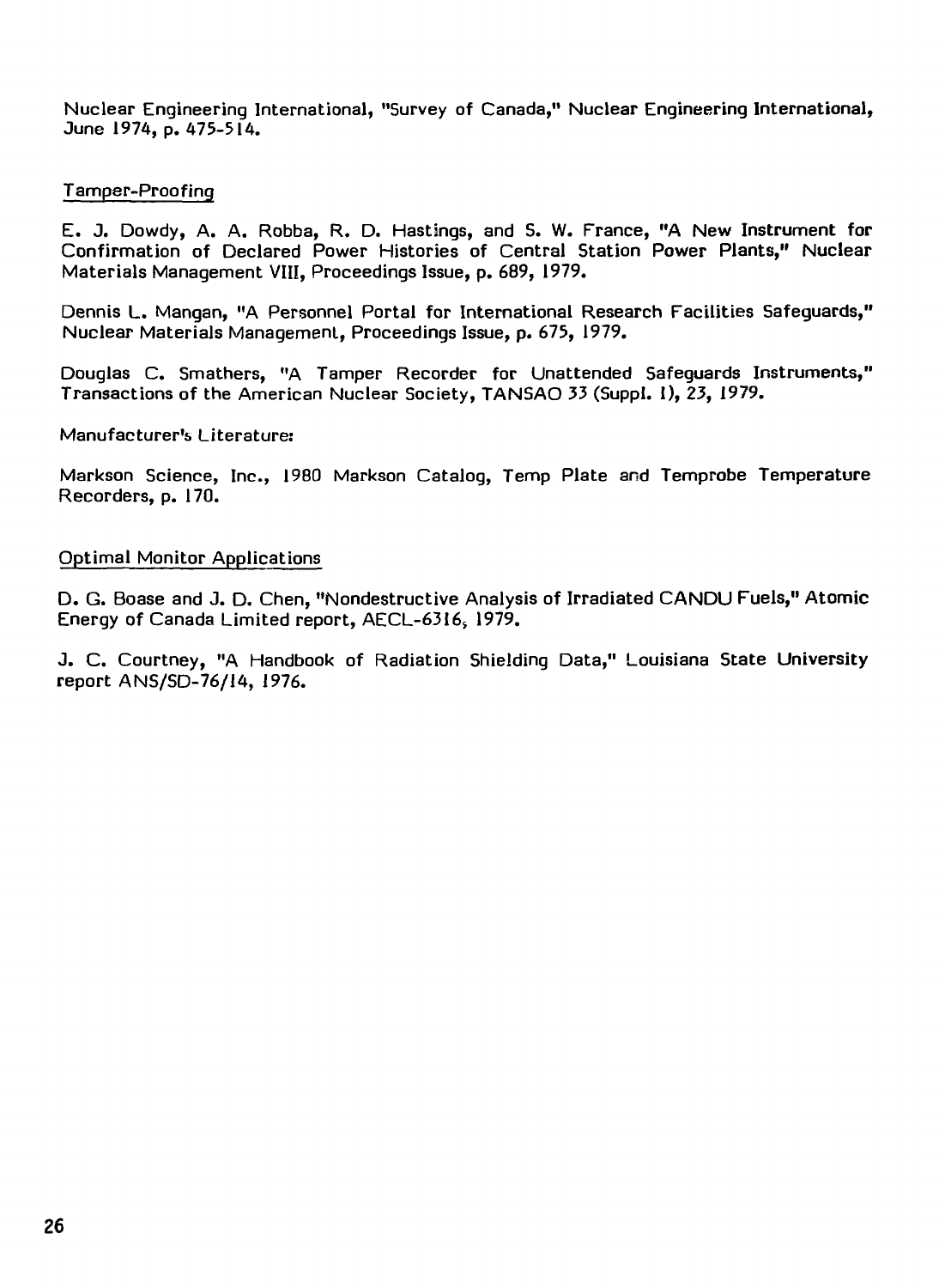Nuclear Engineering International, "Survey of Canada," Nuclear Engineering International, June 1974, p. 475-514.

## Tamper-Proofing

E. J. Dowdy, A. A. Robba, R. D. Hastings, and S. W. France, "A New Instrument for Confirmation of Declared Power Histories of Central Station Power Plants," Nuclear Materials Management VIII, Proceedings Issue, p. 689, 1979.

Dennis L. Mangan, "A Personnel Portal for International Research Facilities Safeguards," Nuclear Materials Management, Proceedings Issue, p. 675, 1979.

Douglas C. Smathers, "A Tamper Recorder for Unattended Safeguards Instruments," Transactions of the American Nuclear Society, TANSAO 33 (Suppl. 1), 23, 1979.

Manufacturer's Literature:

Markson Science, Inc., 1980 Markson Catalog, Temp Plate and Temprobe Temperature Recorders, p. 170.

## Optimal Monitor Applications

D. G. Boase and J. D. Chen, "Nondestructive Analysis of Irradiated CANDU Fuels," Atomic Energy of Canada Limited report, AECL-6316, 1979.

J. C. Courtney, "A Handbook of Radiation Shielding Data," Louisiana State University report ANS/SD-76/14, 1976.